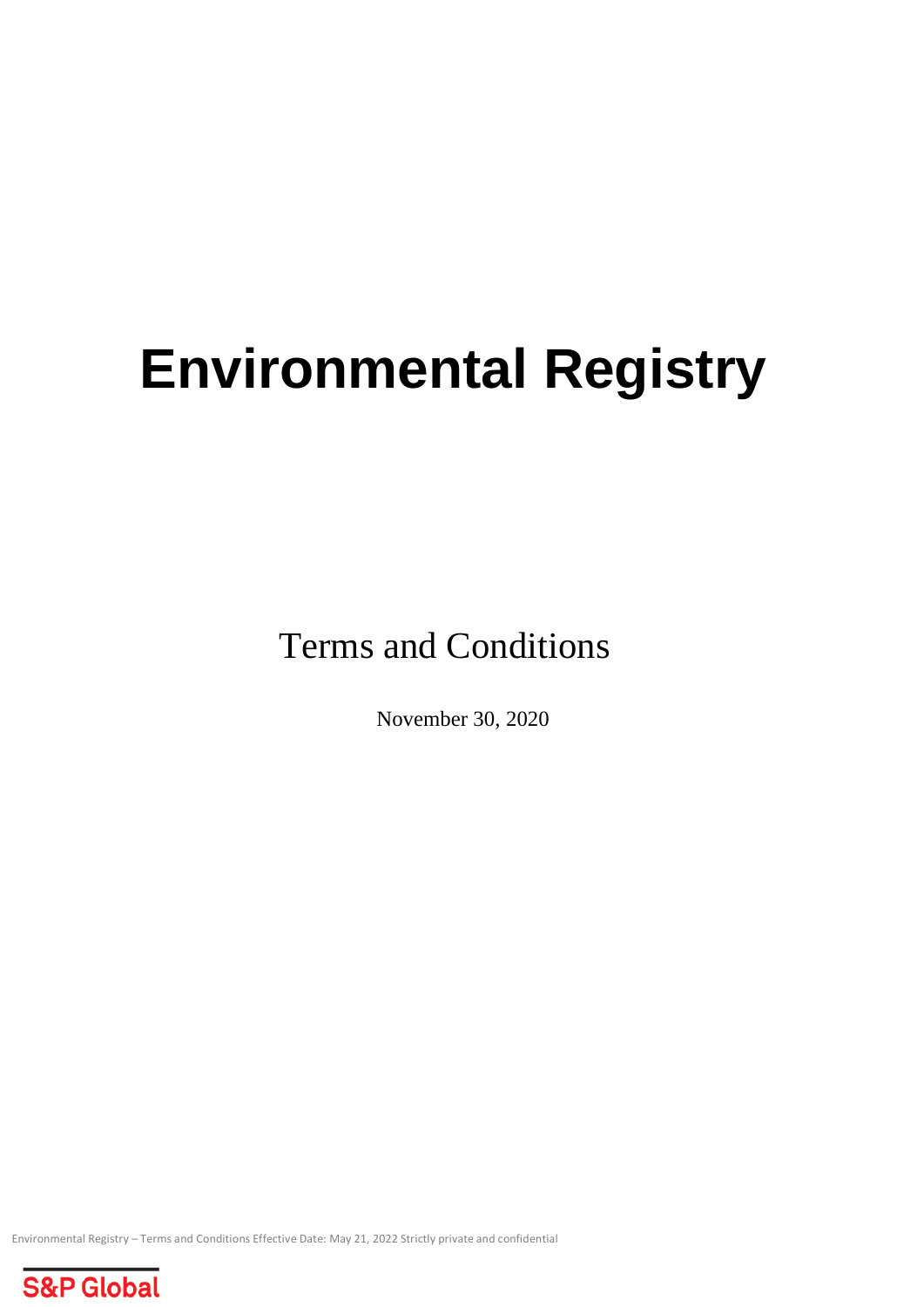# Environmental Registry

Terms and Conditions

November 30, 2020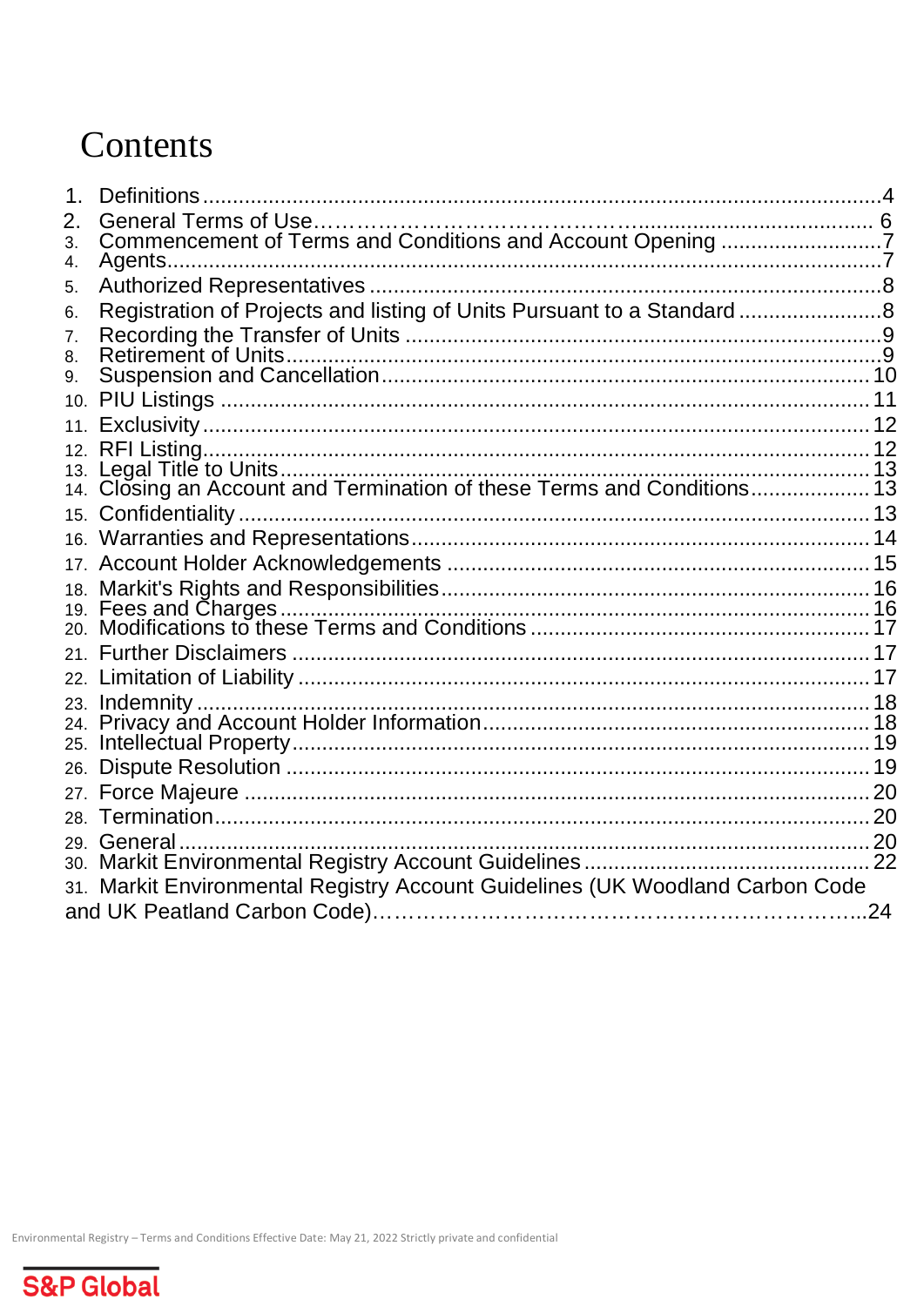# Contents

1. Definitions ... 4
2. General Terms of Use ... 6
3. Commencement of Terms and Conditions and Account Opening ... 7
4. Agents ... 7
5. Authorized Representatives ... 8
6. Registration of Projects and listing of Units Pursuant to a Standard ... 8
7. Recording the Transfer of Units ... 9
8. Retirement of Units ... 9
9. Suspension and Cancellation ... 10
10. PIU Listings ... 11
11. Exclusivity ... 12
12. RFI Listing ... 12
13. Legal Title to Units ... 13
14. Closing an Account and Termination of these Terms and Conditions ... 13
15. Confidentiality ... 13
16. Warranties and Representations ... 14
17. Account Holder Acknowledgements ... 15
18. Markit's Rights and Responsibilities ... 16
19. Fees and Charges ... 16
20. Modifications to these Terms and Conditions ... 17
21. Further Disclaimers ... 17
22. Limitation of Liability ... 17
23. Indemnity ... 18
24. Privacy and Account Holder Information ... 18
25. Intellectual Property ... 19
26. Dispute Resolution ... 19
27. Force Majeure ... 20
28. Termination ... 20
29. General ... 20
30. Markit Environmental Registry Account Guidelines ... 22
31. Markit Environmental Registry Account Guidelines (UK Woodland Carbon Code and UK Peatland Carbon Code) ... 24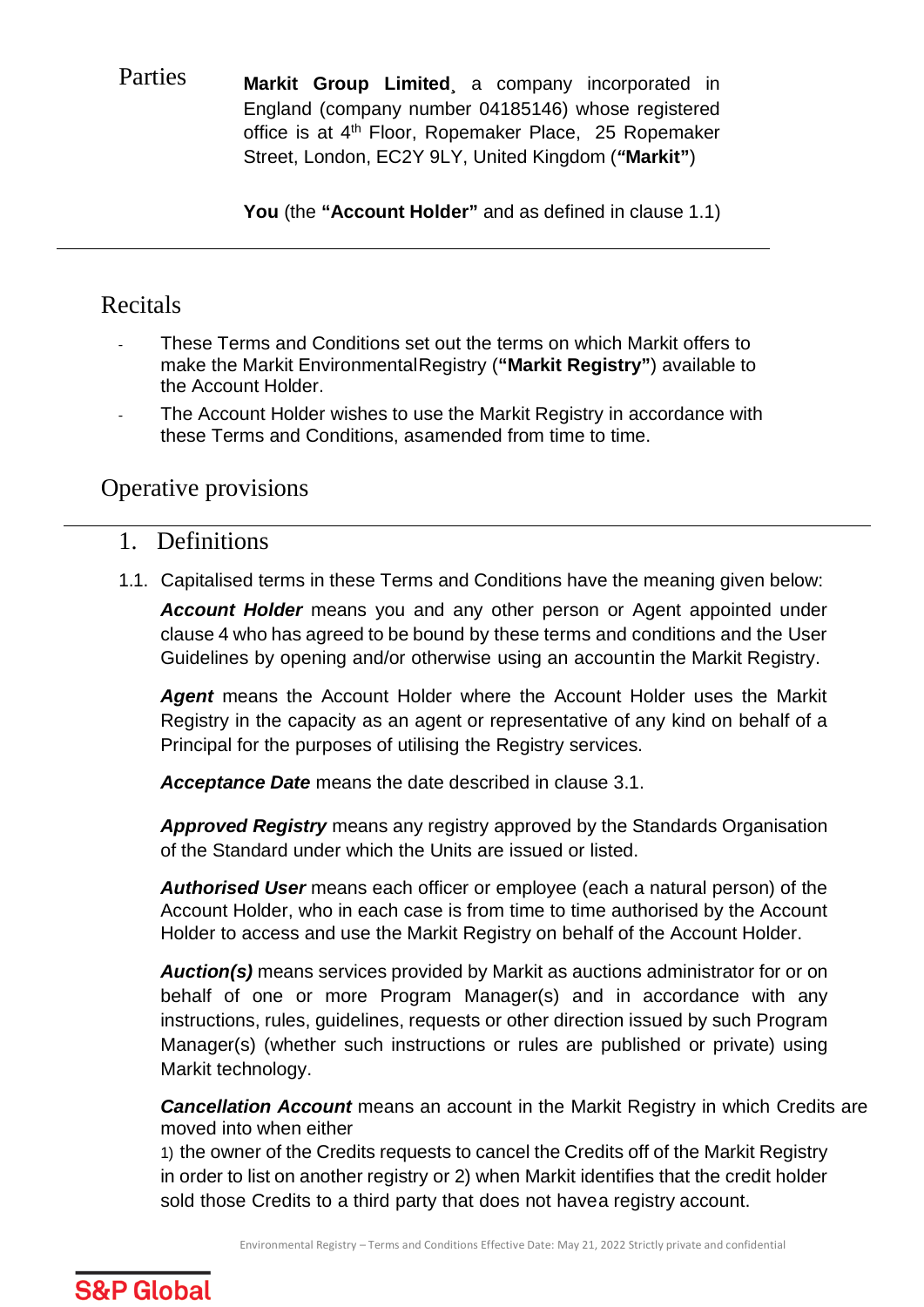Parties

**Markit Group Limited**¸ a company incorporated in England (company number 04185146) whose registered office is at 4th Floor, Ropemaker Place, 25 Ropemaker Street, London, EC2Y 9LY, United Kingdom (**"Markit"**)

**You** (the **"Account Holder"** and as defined in clause 1.1)

---

## Recitals

- These Terms and Conditions set out the terms on which Markit offers to make the Markit EnvironmentalRegistry (**"Markit Registry"**) available to the Account Holder.
- The Account Holder wishes to use the Markit Registry in accordance with these Terms and Conditions, asamended from time to time.

## Operative provisions

---

## 1. Definitions

1.1. Capitalised terms in these Terms and Conditions have the meaning given below:

***Account Holder*** means you and any other person or Agent appointed under clause 4 who has agreed to be bound by these terms and conditions and the User Guidelines by opening and/or otherwise using an accountin the Markit Registry.

***Agent*** means the Account Holder where the Account Holder uses the Markit Registry in the capacity as an agent or representative of any kind on behalf of a Principal for the purposes of utilising the Registry services.

***Acceptance Date*** means the date described in clause 3.1.

***Approved Registry*** means any registry approved by the Standards Organisation of the Standard under which the Units are issued or listed.

***Authorised User*** means each officer or employee (each a natural person) of the Account Holder, who in each case is from time to time authorised by the Account Holder to access and use the Markit Registry on behalf of the Account Holder.

***Auction(s)*** means services provided by Markit as auctions administrator for or on behalf of one or more Program Manager(s) and in accordance with any instructions, rules, guidelines, requests or other direction issued by such Program Manager(s) (whether such instructions or rules are published or private) using Markit technology.

***Cancellation Account*** means an account in the Markit Registry in which Credits are moved into when either
1) the owner of the Credits requests to cancel the Credits off of the Markit Registry in order to list on another registry or 2) when Markit identifies that the credit holder sold those Credits to a third party that does not havea registry account.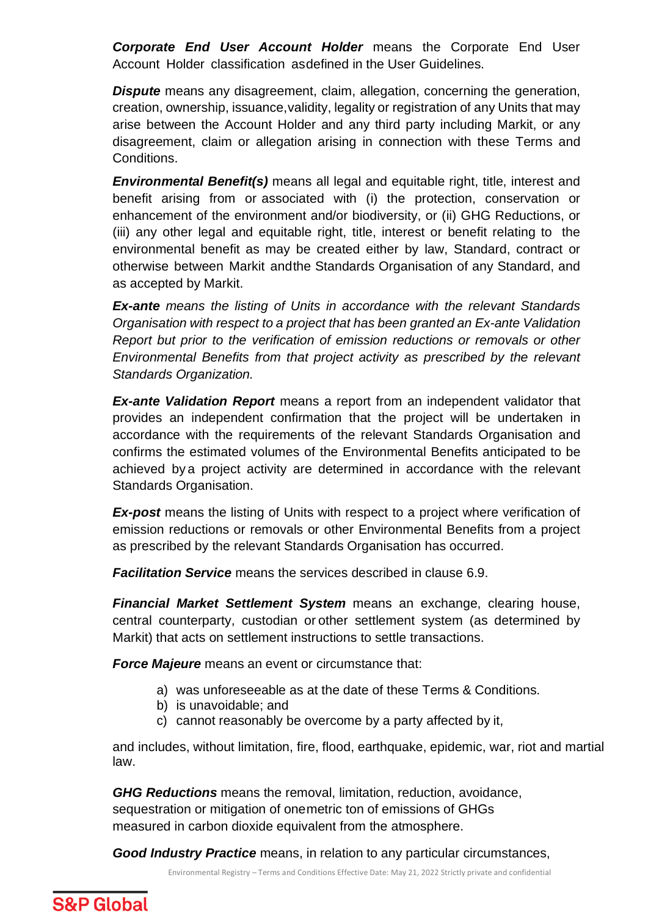***Corporate End User Account Holder*** means the Corporate End User Account Holder classification asdefined in the User Guidelines.

***Dispute*** means any disagreement, claim, allegation, concerning the generation, creation, ownership, issuance,validity, legality or registration of any Units that may arise between the Account Holder and any third party including Markit, or any disagreement, claim or allegation arising in connection with these Terms and Conditions.

***Environmental Benefit(s)*** means all legal and equitable right, title, interest and benefit arising from or associated with (i) the protection, conservation or enhancement of the environment and/or biodiversity, or (ii) GHG Reductions, or (iii) any other legal and equitable right, title, interest or benefit relating to the environmental benefit as may be created either by law, Standard, contract or otherwise between Markit andthe Standards Organisation of any Standard, and as accepted by Markit.

***Ex-ante*** *means the listing of Units in accordance with the relevant Standards Organisation with respect to a project that has been granted an Ex-ante Validation Report but prior to the verification of emission reductions or removals or other Environmental Benefits from that project activity as prescribed by the relevant Standards Organization.*

***Ex-ante Validation Report*** means a report from an independent validator that provides an independent confirmation that the project will be undertaken in accordance with the requirements of the relevant Standards Organisation and confirms the estimated volumes of the Environmental Benefits anticipated to be achieved by a project activity are determined in accordance with the relevant Standards Organisation.

***Ex-post*** means the listing of Units with respect to a project where verification of emission reductions or removals or other Environmental Benefits from a project as prescribed by the relevant Standards Organisation has occurred.

***Facilitation Service*** means the services described in clause 6.9.

***Financial Market Settlement System*** means an exchange, clearing house, central counterparty, custodian or other settlement system (as determined by Markit) that acts on settlement instructions to settle transactions.

***Force Majeure*** means an event or circumstance that:

a) was unforeseeable as at the date of these Terms & Conditions.
b) is unavoidable; and
c) cannot reasonably be overcome by a party affected by it,

and includes, without limitation, fire, flood, earthquake, epidemic, war, riot and martial law.

***GHG Reductions*** means the removal, limitation, reduction, avoidance, sequestration or mitigation of onemetric ton of emissions of GHGs measured in carbon dioxide equivalent from the atmosphere.

***Good Industry Practice*** means, in relation to any particular circumstances,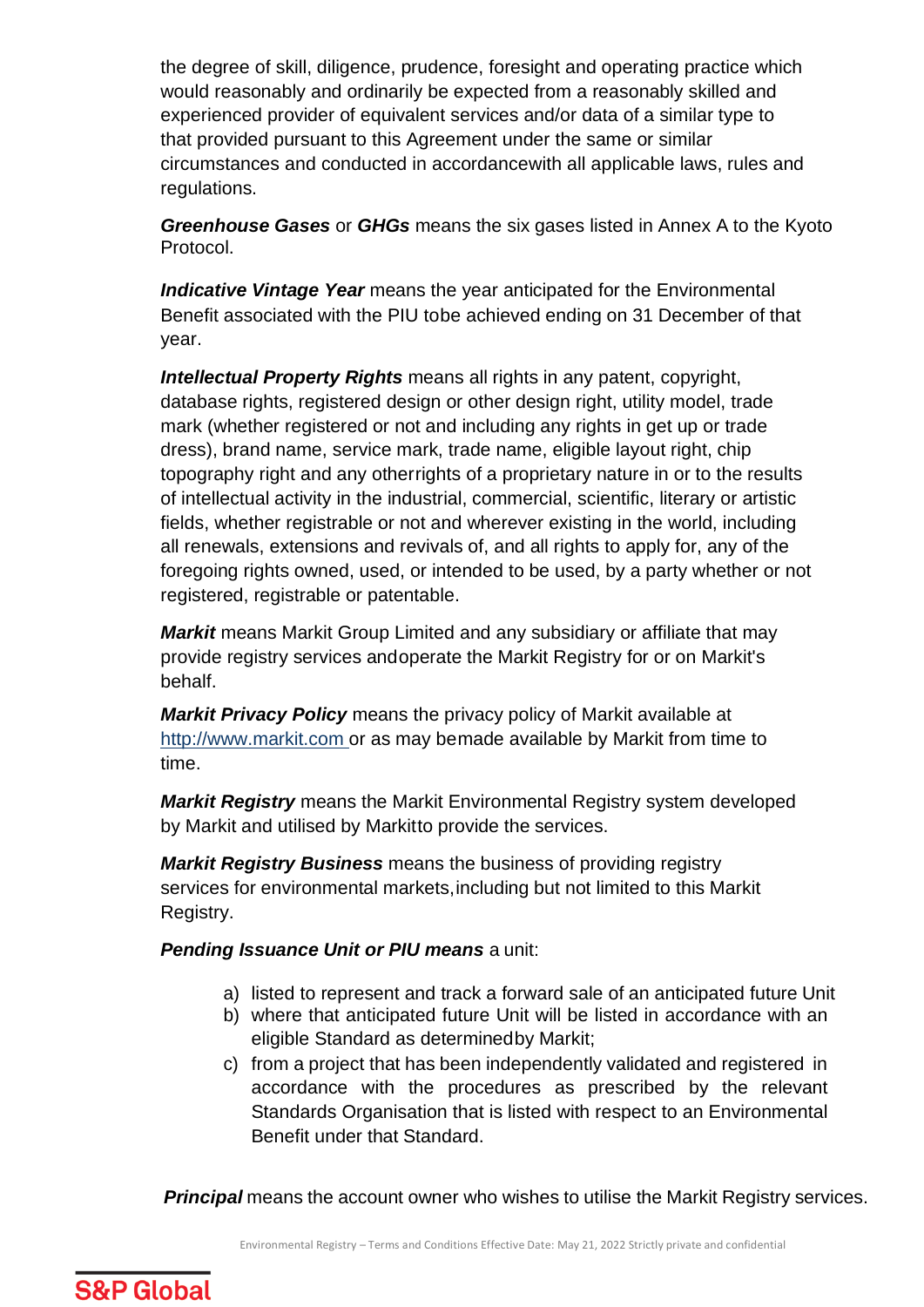the degree of skill, diligence, prudence, foresight and operating practice which would reasonably and ordinarily be expected from a reasonably skilled and experienced provider of equivalent services and/or data of a similar type to that provided pursuant to this Agreement under the same or similar circumstances and conducted in accordancewith all applicable laws, rules and regulations.

***Greenhouse Gases*** or ***GHGs*** means the six gases listed in Annex A to the Kyoto Protocol.

***Indicative Vintage Year*** means the year anticipated for the Environmental Benefit associated with the PIU tobe achieved ending on 31 December of that year.

***Intellectual Property Rights*** means all rights in any patent, copyright, database rights, registered design or other design right, utility model, trade mark (whether registered or not and including any rights in get up or trade dress), brand name, service mark, trade name, eligible layout right, chip topography right and any otherrights of a proprietary nature in or to the results of intellectual activity in the industrial, commercial, scientific, literary or artistic fields, whether registrable or not and wherever existing in the world, including all renewals, extensions and revivals of, and all rights to apply for, any of the foregoing rights owned, used, or intended to be used, by a party whether or not registered, registrable or patentable.

***Markit*** means Markit Group Limited and any subsidiary or affiliate that may provide registry services andoperate the Markit Registry for or on Markit's behalf.

***Markit Privacy Policy*** means the privacy policy of Markit available at http://www.markit.com or as may bemade available by Markit from time to time.

***Markit Registry*** means the Markit Environmental Registry system developed by Markit and utilised by Markitto provide the services.

***Markit Registry Business*** means the business of providing registry services for environmental markets,including but not limited to this Markit Registry.

***Pending Issuance Unit or PIU means*** a unit:

a) listed to represent and track a forward sale of an anticipated future Unit
b) where that anticipated future Unit will be listed in accordance with an eligible Standard as determinedby Markit;
c) from a project that has been independently validated and registered in accordance with the procedures as prescribed by the relevant Standards Organisation that is listed with respect to an Environmental Benefit under that Standard.

***Principal*** means the account owner who wishes to utilise the Markit Registry services.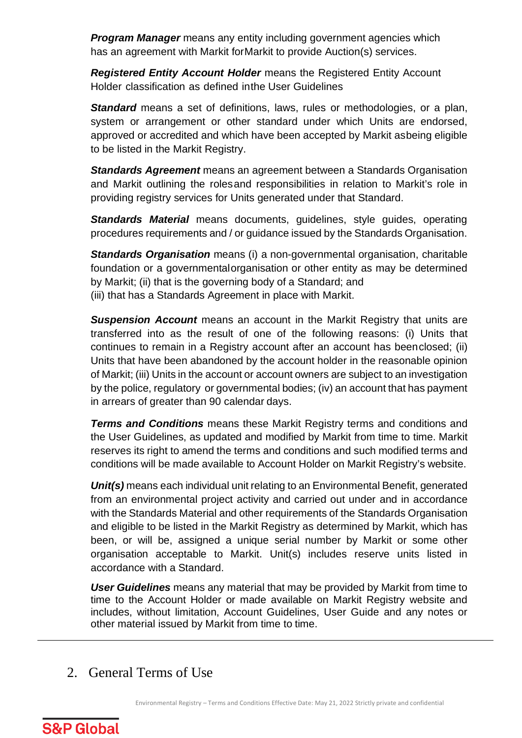***Program Manager*** means any entity including government agencies which has an agreement with Markit forMarkit to provide Auction(s) services.

***Registered Entity Account Holder*** means the Registered Entity Account Holder classification as defined inthe User Guidelines

***Standard*** means a set of definitions, laws, rules or methodologies, or a plan, system or arrangement or other standard under which Units are endorsed, approved or accredited and which have been accepted by Markit asbeing eligible to be listed in the Markit Registry.

***Standards Agreement*** means an agreement between a Standards Organisation and Markit outlining the rolesand responsibilities in relation to Markit's role in providing registry services for Units generated under that Standard.

***Standards Material*** means documents, guidelines, style guides, operating procedures requirements and / or guidance issued by the Standards Organisation.

***Standards Organisation*** means (i) a non-governmental organisation, charitable foundation or a governmentalorganisation or other entity as may be determined by Markit; (ii) that is the governing body of a Standard; and (iii) that has a Standards Agreement in place with Markit.

***Suspension Account*** means an account in the Markit Registry that units are transferred into as the result of one of the following reasons: (i) Units that continues to remain in a Registry account after an account has beenclosed; (ii) Units that have been abandoned by the account holder in the reasonable opinion of Markit; (iii) Units in the account or account owners are subject to an investigation by the police, regulatory or governmental bodies; (iv) an account that has payment in arrears of greater than 90 calendar days.

***Terms and Conditions*** means these Markit Registry terms and conditions and the User Guidelines, as updated and modified by Markit from time to time. Markit reserves its right to amend the terms and conditions and such modified terms and conditions will be made available to Account Holder on Markit Registry's website.

***Unit(s)*** means each individual unit relating to an Environmental Benefit, generated from an environmental project activity and carried out under and in accordance with the Standards Material and other requirements of the Standards Organisation and eligible to be listed in the Markit Registry as determined by Markit, which has been, or will be, assigned a unique serial number by Markit or some other organisation acceptable to Markit. Unit(s) includes reserve units listed in accordance with a Standard.

***User Guidelines*** means any material that may be provided by Markit from time to time to the Account Holder or made available on Markit Registry website and includes, without limitation, Account Guidelines, User Guide and any notes or other material issued by Markit from time to time.

## 2. General Terms of Use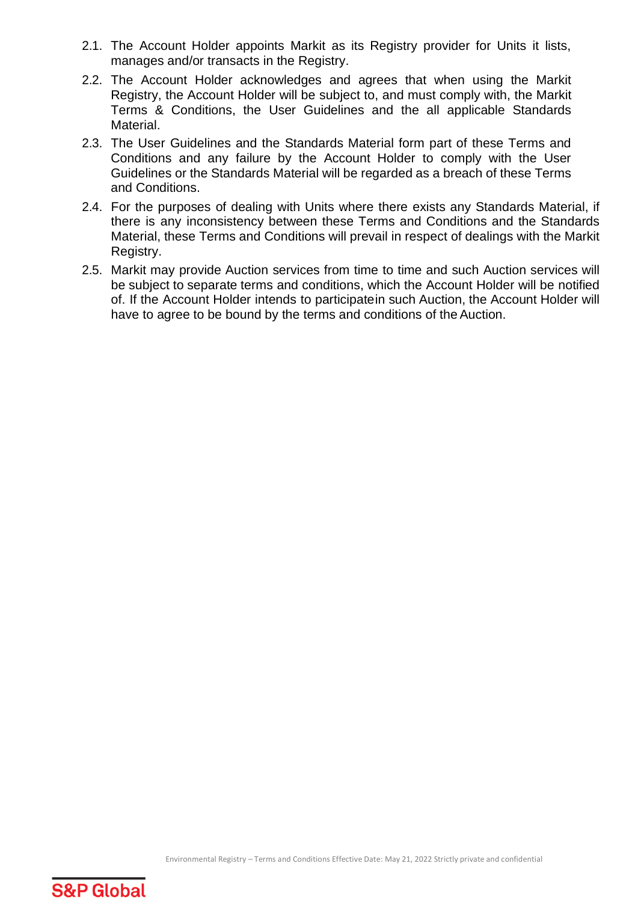2.1. The Account Holder appoints Markit as its Registry provider for Units it lists, manages and/or transacts in the Registry.

2.2. The Account Holder acknowledges and agrees that when using the Markit Registry, the Account Holder will be subject to, and must comply with, the Markit Terms & Conditions, the User Guidelines and the all applicable Standards Material.

2.3. The User Guidelines and the Standards Material form part of these Terms and Conditions and any failure by the Account Holder to comply with the User Guidelines or the Standards Material will be regarded as a breach of these Terms and Conditions.

2.4. For the purposes of dealing with Units where there exists any Standards Material, if there is any inconsistency between these Terms and Conditions and the Standards Material, these Terms and Conditions will prevail in respect of dealings with the Markit Registry.

2.5. Markit may provide Auction services from time to time and such Auction services will be subject to separate terms and conditions, which the Account Holder will be notified of. If the Account Holder intends to participatein such Auction, the Account Holder will have to agree to be bound by the terms and conditions of the Auction.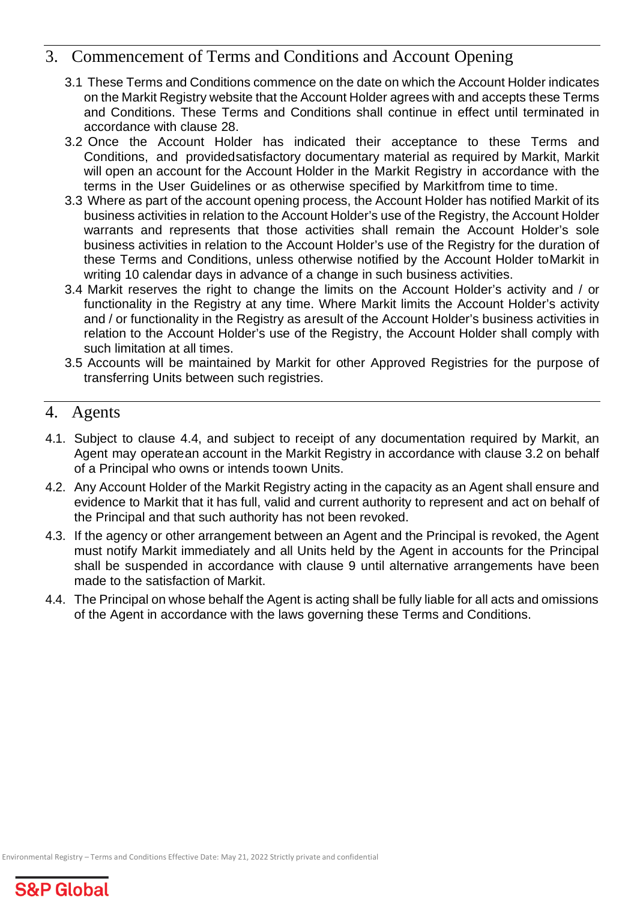## 3. Commencement of Terms and Conditions and Account Opening

3.1 These Terms and Conditions commence on the date on which the Account Holder indicates on the Markit Registry website that the Account Holder agrees with and accepts these Terms and Conditions. These Terms and Conditions shall continue in effect until terminated in accordance with clause 28.

3.2 Once the Account Holder has indicated their acceptance to these Terms and Conditions, and providedsatisfactory documentary material as required by Markit, Markit will open an account for the Account Holder in the Markit Registry in accordance with the terms in the User Guidelines or as otherwise specified by Markitfrom time to time.

3.3 Where as part of the account opening process, the Account Holder has notified Markit of its business activities in relation to the Account Holder's use of the Registry, the Account Holder warrants and represents that those activities shall remain the Account Holder's sole business activities in relation to the Account Holder's use of the Registry for the duration of these Terms and Conditions, unless otherwise notified by the Account Holder toMarkit in writing 10 calendar days in advance of a change in such business activities.

3.4 Markit reserves the right to change the limits on the Account Holder's activity and / or functionality in the Registry at any time. Where Markit limits the Account Holder's activity and / or functionality in the Registry as aresult of the Account Holder's business activities in relation to the Account Holder's use of the Registry, the Account Holder shall comply with such limitation at all times.

3.5 Accounts will be maintained by Markit for other Approved Registries for the purpose of transferring Units between such registries.

## 4. Agents

4.1. Subject to clause 4.4, and subject to receipt of any documentation required by Markit, an Agent may operatean account in the Markit Registry in accordance with clause 3.2 on behalf of a Principal who owns or intends toown Units.

4.2. Any Account Holder of the Markit Registry acting in the capacity as an Agent shall ensure and evidence to Markit that it has full, valid and current authority to represent and act on behalf of the Principal and that such authority has not been revoked.

4.3. If the agency or other arrangement between an Agent and the Principal is revoked, the Agent must notify Markit immediately and all Units held by the Agent in accounts for the Principal shall be suspended in accordance with clause 9 until alternative arrangements have been made to the satisfaction of Markit.

4.4. The Principal on whose behalf the Agent is acting shall be fully liable for all acts and omissions of the Agent in accordance with the laws governing these Terms and Conditions.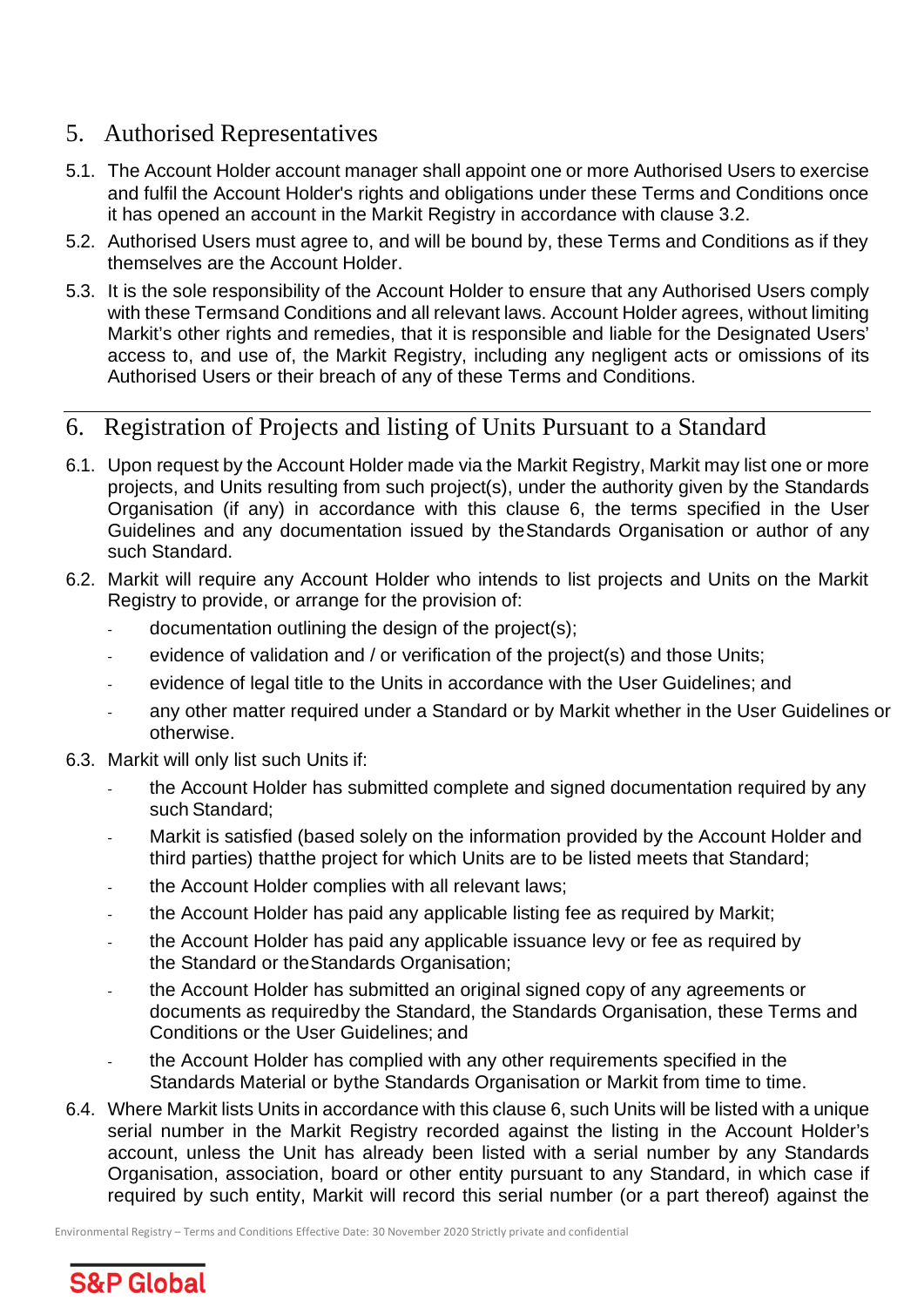## 5. Authorised Representatives

5.1. The Account Holder account manager shall appoint one or more Authorised Users to exercise and fulfil the Account Holder's rights and obligations under these Terms and Conditions once it has opened an account in the Markit Registry in accordance with clause 3.2.

5.2. Authorised Users must agree to, and will be bound by, these Terms and Conditions as if they themselves are the Account Holder.

5.3. It is the sole responsibility of the Account Holder to ensure that any Authorised Users comply with these Termsand Conditions and all relevant laws. Account Holder agrees, without limiting Markit's other rights and remedies, that it is responsible and liable for the Designated Users' access to, and use of, the Markit Registry, including any negligent acts or omissions of its Authorised Users or their breach of any of these Terms and Conditions.

## 6. Registration of Projects and listing of Units Pursuant to a Standard

6.1. Upon request by the Account Holder made via the Markit Registry, Markit may list one or more projects, and Units resulting from such project(s), under the authority given by the Standards Organisation (if any) in accordance with this clause 6, the terms specified in the User Guidelines and any documentation issued by theStandards Organisation or author of any such Standard.

6.2. Markit will require any Account Holder who intends to list projects and Units on the Markit Registry to provide, or arrange for the provision of:

- documentation outlining the design of the project(s);
- evidence of validation and / or verification of the project(s) and those Units;
- evidence of legal title to the Units in accordance with the User Guidelines; and
- any other matter required under a Standard or by Markit whether in the User Guidelines or otherwise.

6.3. Markit will only list such Units if:

- the Account Holder has submitted complete and signed documentation required by any such Standard;
- Markit is satisfied (based solely on the information provided by the Account Holder and third parties) thatthe project for which Units are to be listed meets that Standard;
- the Account Holder complies with all relevant laws;
- the Account Holder has paid any applicable listing fee as required by Markit;
- the Account Holder has paid any applicable issuance levy or fee as required by the Standard or theStandards Organisation;
- the Account Holder has submitted an original signed copy of any agreements or documents as requiredby the Standard, the Standards Organisation, these Terms and Conditions or the User Guidelines; and
- the Account Holder has complied with any other requirements specified in the Standards Material or bythe Standards Organisation or Markit from time to time.

6.4. Where Markit lists Units in accordance with this clause 6, such Units will be listed with a unique serial number in the Markit Registry recorded against the listing in the Account Holder's account, unless the Unit has already been listed with a serial number by any Standards Organisation, association, board or other entity pursuant to any Standard, in which case if required by such entity, Markit will record this serial number (or a part thereof) against the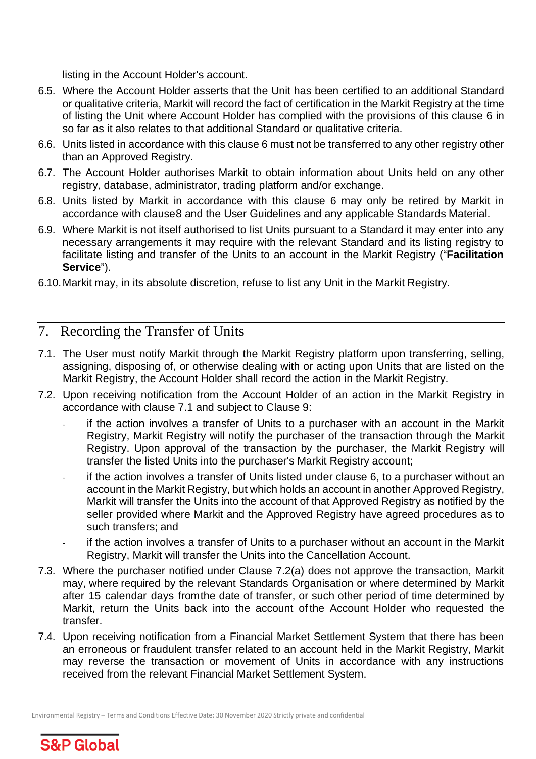listing in the Account Holder's account.

6.5. Where the Account Holder asserts that the Unit has been certified to an additional Standard or qualitative criteria, Markit will record the fact of certification in the Markit Registry at the time of listing the Unit where Account Holder has complied with the provisions of this clause 6 in so far as it also relates to that additional Standard or qualitative criteria.

6.6. Units listed in accordance with this clause 6 must not be transferred to any other registry other than an Approved Registry.

6.7. The Account Holder authorises Markit to obtain information about Units held on any other registry, database, administrator, trading platform and/or exchange.

6.8. Units listed by Markit in accordance with this clause 6 may only be retired by Markit in accordance with clause8 and the User Guidelines and any applicable Standards Material.

6.9. Where Markit is not itself authorised to list Units pursuant to a Standard it may enter into any necessary arrangements it may require with the relevant Standard and its listing registry to facilitate listing and transfer of the Units to an account in the Markit Registry ("**Facilitation Service**").

6.10. Markit may, in its absolute discretion, refuse to list any Unit in the Markit Registry.

## 7. Recording the Transfer of Units

7.1. The User must notify Markit through the Markit Registry platform upon transferring, selling, assigning, disposing of, or otherwise dealing with or acting upon Units that are listed on the Markit Registry, the Account Holder shall record the action in the Markit Registry.

7.2. Upon receiving notification from the Account Holder of an action in the Markit Registry in accordance with clause 7.1 and subject to Clause 9:

- if the action involves a transfer of Units to a purchaser with an account in the Markit Registry, Markit Registry will notify the purchaser of the transaction through the Markit Registry. Upon approval of the transaction by the purchaser, the Markit Registry will transfer the listed Units into the purchaser's Markit Registry account;
- if the action involves a transfer of Units listed under clause 6, to a purchaser without an account in the Markit Registry, but which holds an account in another Approved Registry, Markit will transfer the Units into the account of that Approved Registry as notified by the seller provided where Markit and the Approved Registry have agreed procedures as to such transfers; and
- if the action involves a transfer of Units to a purchaser without an account in the Markit Registry, Markit will transfer the Units into the Cancellation Account.

7.3. Where the purchaser notified under Clause 7.2(a) does not approve the transaction, Markit may, where required by the relevant Standards Organisation or where determined by Markit after 15 calendar days fromthe date of transfer, or such other period of time determined by Markit, return the Units back into the account ofthe Account Holder who requested the transfer.

7.4. Upon receiving notification from a Financial Market Settlement System that there has been an erroneous or fraudulent transfer related to an account held in the Markit Registry, Markit may reverse the transaction or movement of Units in accordance with any instructions received from the relevant Financial Market Settlement System.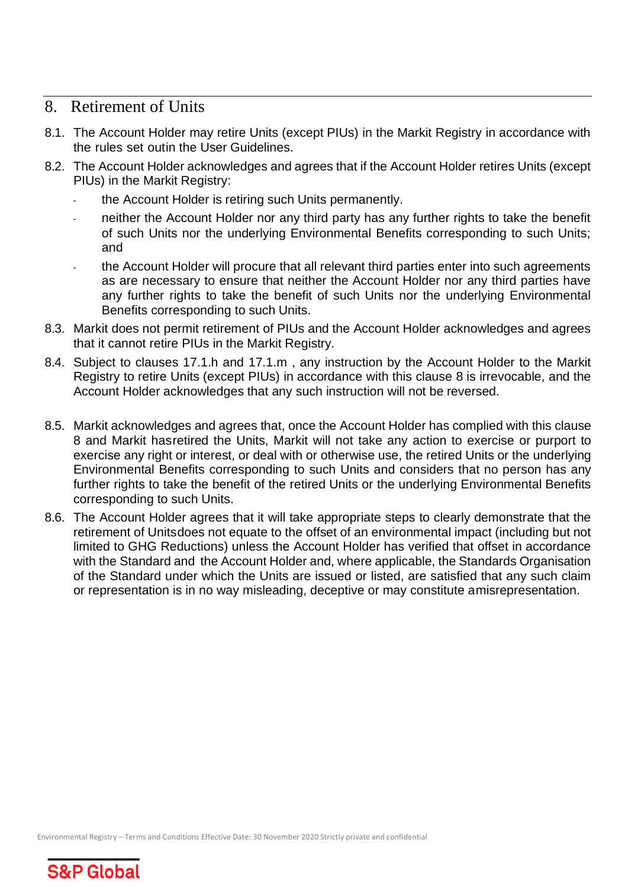## 8. Retirement of Units

8.1. The Account Holder may retire Units (except PIUs) in the Markit Registry in accordance with the rules set outin the User Guidelines.

8.2. The Account Holder acknowledges and agrees that if the Account Holder retires Units (except PIUs) in the Markit Registry:

- the Account Holder is retiring such Units permanently.
- neither the Account Holder nor any third party has any further rights to take the benefit of such Units nor the underlying Environmental Benefits corresponding to such Units; and
- the Account Holder will procure that all relevant third parties enter into such agreements as are necessary to ensure that neither the Account Holder nor any third parties have any further rights to take the benefit of such Units nor the underlying Environmental Benefits corresponding to such Units.

8.3. Markit does not permit retirement of PIUs and the Account Holder acknowledges and agrees that it cannot retire PIUs in the Markit Registry.

8.4. Subject to clauses 17.1.h and 17.1.m , any instruction by the Account Holder to the Markit Registry to retire Units (except PIUs) in accordance with this clause 8 is irrevocable, and the Account Holder acknowledges that any such instruction will not be reversed.

8.5. Markit acknowledges and agrees that, once the Account Holder has complied with this clause 8 and Markit hasretired the Units, Markit will not take any action to exercise or purport to exercise any right or interest, or deal with or otherwise use, the retired Units or the underlying Environmental Benefits corresponding to such Units and considers that no person has any further rights to take the benefit of the retired Units or the underlying Environmental Benefits corresponding to such Units.

8.6. The Account Holder agrees that it will take appropriate steps to clearly demonstrate that the retirement of Unitsdoes not equate to the offset of an environmental impact (including but not limited to GHG Reductions) unless the Account Holder has verified that offset in accordance with the Standard and the Account Holder and, where applicable, the Standards Organisation of the Standard under which the Units are issued or listed, are satisfied that any such claim or representation is in no way misleading, deceptive or may constitute amisrepresentation.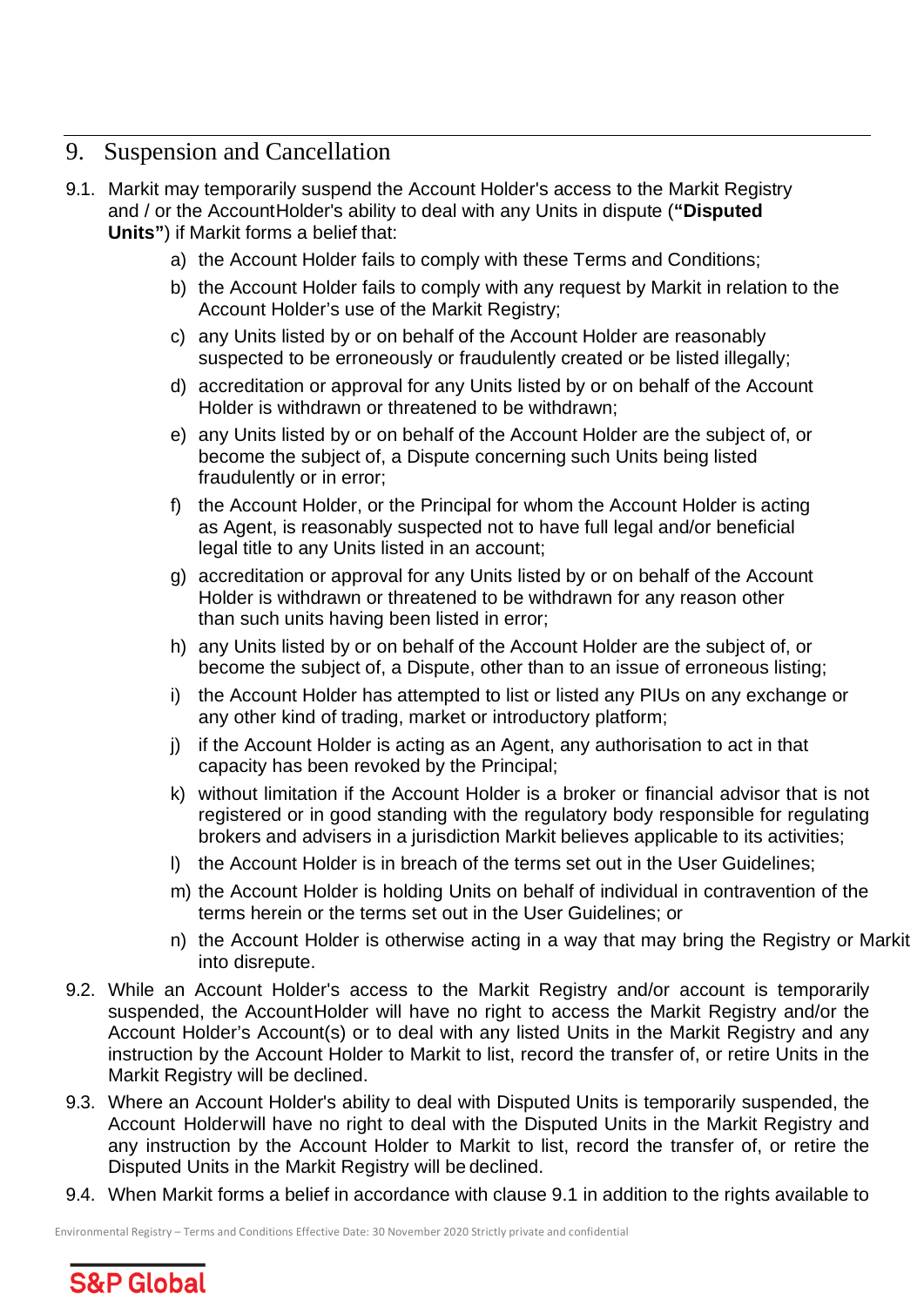## 9. Suspension and Cancellation

9.1. Markit may temporarily suspend the Account Holder's access to the Markit Registry and / or the Account Holder's ability to deal with any Units in dispute (**"Disputed Units"**) if Markit forms a belief that:

a) the Account Holder fails to comply with these Terms and Conditions;

b) the Account Holder fails to comply with any request by Markit in relation to the Account Holder's use of the Markit Registry;

c) any Units listed by or on behalf of the Account Holder are reasonably suspected to be erroneously or fraudulently created or be listed illegally;

d) accreditation or approval for any Units listed by or on behalf of the Account Holder is withdrawn or threatened to be withdrawn;

e) any Units listed by or on behalf of the Account Holder are the subject of, or become the subject of, a Dispute concerning such Units being listed fraudulently or in error;

f) the Account Holder, or the Principal for whom the Account Holder is acting as Agent, is reasonably suspected not to have full legal and/or beneficial legal title to any Units listed in an account;

g) accreditation or approval for any Units listed by or on behalf of the Account Holder is withdrawn or threatened to be withdrawn for any reason other than such units having been listed in error;

h) any Units listed by or on behalf of the Account Holder are the subject of, or become the subject of, a Dispute, other than to an issue of erroneous listing;

i) the Account Holder has attempted to list or listed any PIUs on any exchange or any other kind of trading, market or introductory platform;

j) if the Account Holder is acting as an Agent, any authorisation to act in that capacity has been revoked by the Principal;

k) without limitation if the Account Holder is a broker or financial advisor that is not registered or in good standing with the regulatory body responsible for regulating brokers and advisers in a jurisdiction Markit believes applicable to its activities;

l) the Account Holder is in breach of the terms set out in the User Guidelines;

m) the Account Holder is holding Units on behalf of individual in contravention of the terms herein or the terms set out in the User Guidelines; or

n) the Account Holder is otherwise acting in a way that may bring the Registry or Markit into disrepute.

9.2. While an Account Holder's access to the Markit Registry and/or account is temporarily suspended, the Account Holder will have no right to access the Markit Registry and/or the Account Holder's Account(s) or to deal with any listed Units in the Markit Registry and any instruction by the Account Holder to Markit to list, record the transfer of, or retire Units in the Markit Registry will be declined.

9.3. Where an Account Holder's ability to deal with Disputed Units is temporarily suspended, the Account Holder will have no right to deal with the Disputed Units in the Markit Registry and any instruction by the Account Holder to Markit to list, record the transfer of, or retire the Disputed Units in the Markit Registry will be declined.

9.4. When Markit forms a belief in accordance with clause 9.1 in addition to the rights available to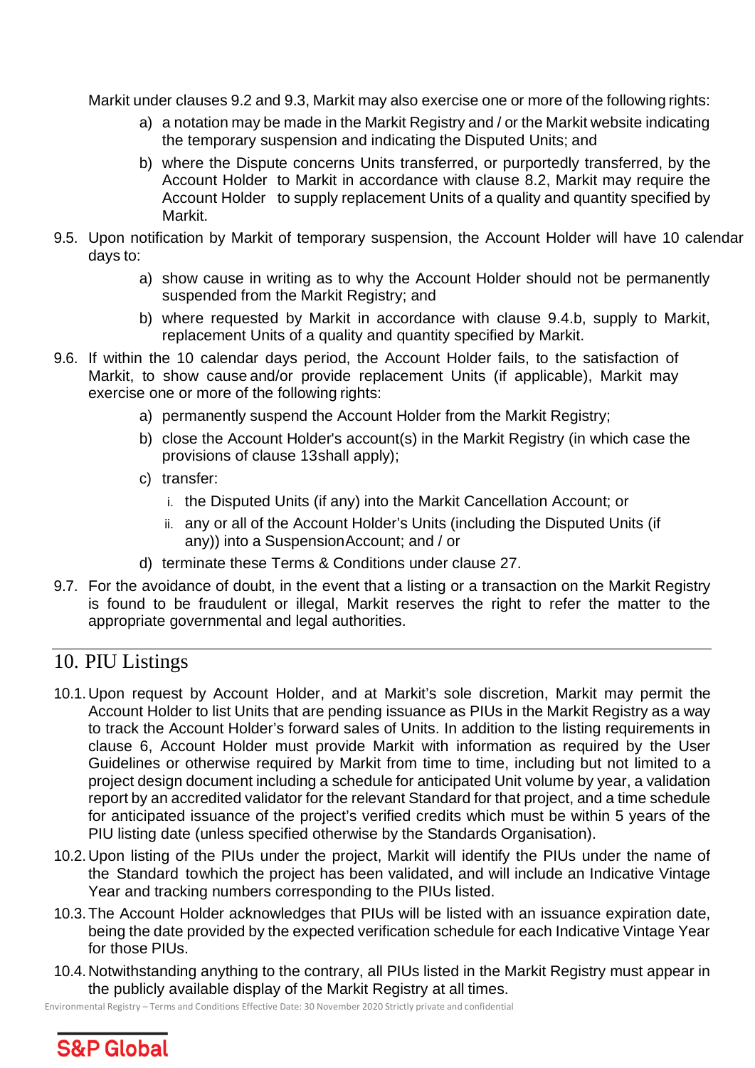Markit under clauses 9.2 and 9.3, Markit may also exercise one or more of the following rights:

a) a notation may be made in the Markit Registry and / or the Markit website indicating the temporary suspension and indicating the Disputed Units; and

b) where the Dispute concerns Units transferred, or purportedly transferred, by the Account Holder to Markit in accordance with clause 8.2, Markit may require the Account Holder to supply replacement Units of a quality and quantity specified by Markit.

9.5. Upon notification by Markit of temporary suspension, the Account Holder will have 10 calendar days to:

a) show cause in writing as to why the Account Holder should not be permanently suspended from the Markit Registry; and

b) where requested by Markit in accordance with clause 9.4.b, supply to Markit, replacement Units of a quality and quantity specified by Markit.

9.6. If within the 10 calendar days period, the Account Holder fails, to the satisfaction of Markit, to show cause and/or provide replacement Units (if applicable), Markit may exercise one or more of the following rights:

a) permanently suspend the Account Holder from the Markit Registry;

b) close the Account Holder's account(s) in the Markit Registry (in which case the provisions of clause 13shall apply);

c) transfer:

   i. the Disputed Units (if any) into the Markit Cancellation Account; or

   ii. any or all of the Account Holder's Units (including the Disputed Units (if any)) into a SuspensionAccount; and / or

d) terminate these Terms & Conditions under clause 27.

9.7. For the avoidance of doubt, in the event that a listing or a transaction on the Markit Registry is found to be fraudulent or illegal, Markit reserves the right to refer the matter to the appropriate governmental and legal authorities.

## 10. PIU Listings

10.1. Upon request by Account Holder, and at Markit's sole discretion, Markit may permit the Account Holder to list Units that are pending issuance as PIUs in the Markit Registry as a way to track the Account Holder's forward sales of Units. In addition to the listing requirements in clause 6, Account Holder must provide Markit with information as required by the User Guidelines or otherwise required by Markit from time to time, including but not limited to a project design document including a schedule for anticipated Unit volume by year, a validation report by an accredited validator for the relevant Standard for that project, and a time schedule for anticipated issuance of the project's verified credits which must be within 5 years of the PIU listing date (unless specified otherwise by the Standards Organisation).

10.2. Upon listing of the PIUs under the project, Markit will identify the PIUs under the name of the Standard towhich the project has been validated, and will include an Indicative Vintage Year and tracking numbers corresponding to the PIUs listed.

10.3. The Account Holder acknowledges that PIUs will be listed with an issuance expiration date, being the date provided by the expected verification schedule for each Indicative Vintage Year for those PIUs.

10.4. Notwithstanding anything to the contrary, all PIUs listed in the Markit Registry must appear in the publicly available display of the Markit Registry at all times.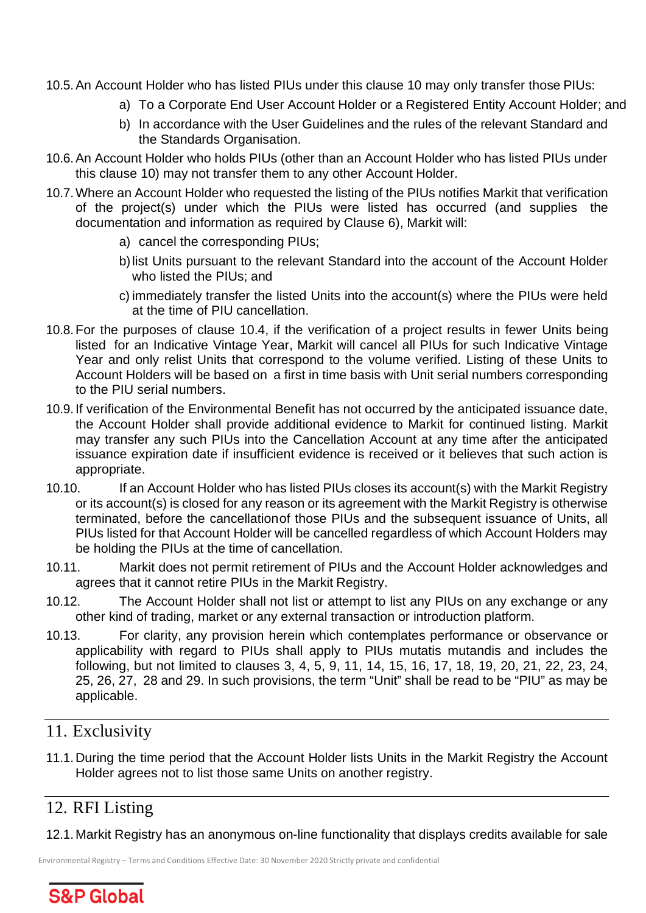10.5. An Account Holder who has listed PIUs under this clause 10 may only transfer those PIUs:

a) To a Corporate End User Account Holder or a Registered Entity Account Holder; and

b) In accordance with the User Guidelines and the rules of the relevant Standard and the Standards Organisation.

10.6. An Account Holder who holds PIUs (other than an Account Holder who has listed PIUs under this clause 10) may not transfer them to any other Account Holder.

10.7. Where an Account Holder who requested the listing of the PIUs notifies Markit that verification of the project(s) under which the PIUs were listed has occurred (and supplies the documentation and information as required by Clause 6), Markit will:

a) cancel the corresponding PIUs;

b) list Units pursuant to the relevant Standard into the account of the Account Holder who listed the PIUs; and

c) immediately transfer the listed Units into the account(s) where the PIUs were held at the time of PIU cancellation.

10.8. For the purposes of clause 10.4, if the verification of a project results in fewer Units being listed for an Indicative Vintage Year, Markit will cancel all PIUs for such Indicative Vintage Year and only relist Units that correspond to the volume verified. Listing of these Units to Account Holders will be based on a first in time basis with Unit serial numbers corresponding to the PIU serial numbers.

10.9. If verification of the Environmental Benefit has not occurred by the anticipated issuance date, the Account Holder shall provide additional evidence to Markit for continued listing. Markit may transfer any such PIUs into the Cancellation Account at any time after the anticipated issuance expiration date if insufficient evidence is received or it believes that such action is appropriate.

10.10. If an Account Holder who has listed PIUs closes its account(s) with the Markit Registry or its account(s) is closed for any reason or its agreement with the Markit Registry is otherwise terminated, before the cancellationof those PIUs and the subsequent issuance of Units, all PIUs listed for that Account Holder will be cancelled regardless of which Account Holders may be holding the PIUs at the time of cancellation.

10.11. Markit does not permit retirement of PIUs and the Account Holder acknowledges and agrees that it cannot retire PIUs in the Markit Registry.

10.12. The Account Holder shall not list or attempt to list any PIUs on any exchange or any other kind of trading, market or any external transaction or introduction platform.

10.13. For clarity, any provision herein which contemplates performance or observance or applicability with regard to PIUs shall apply to PIUs mutatis mutandis and includes the following, but not limited to clauses 3, 4, 5, 9, 11, 14, 15, 16, 17, 18, 19, 20, 21, 22, 23, 24, 25, 26, 27, 28 and 29. In such provisions, the term "Unit" shall be read to be "PIU" as may be applicable.

## 11. Exclusivity

11.1. During the time period that the Account Holder lists Units in the Markit Registry the Account Holder agrees not to list those same Units on another registry.

## 12. RFI Listing

12.1. Markit Registry has an anonymous on-line functionality that displays credits available for sale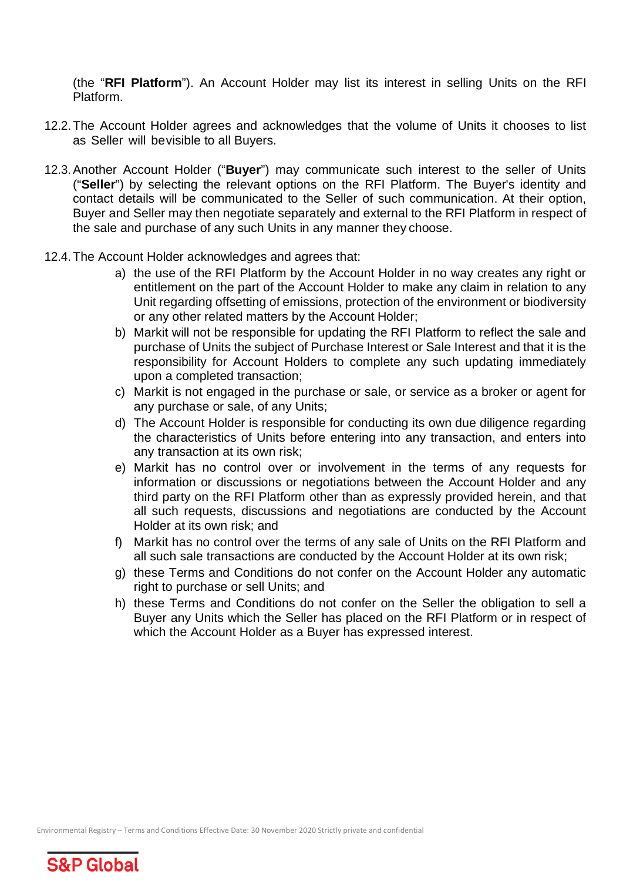(the "**RFI Platform**"). An Account Holder may list its interest in selling Units on the RFI Platform.

12.2. The Account Holder agrees and acknowledges that the volume of Units it chooses to list as Seller will bevisible to all Buyers.

12.3. Another Account Holder ("**Buyer**") may communicate such interest to the seller of Units ("**Seller**") by selecting the relevant options on the RFI Platform. The Buyer's identity and contact details will be communicated to the Seller of such communication. At their option, Buyer and Seller may then negotiate separately and external to the RFI Platform in respect of the sale and purchase of any such Units in any manner they choose.

12.4. The Account Holder acknowledges and agrees that:

a) the use of the RFI Platform by the Account Holder in no way creates any right or entitlement on the part of the Account Holder to make any claim in relation to any Unit regarding offsetting of emissions, protection of the environment or biodiversity or any other related matters by the Account Holder;

b) Markit will not be responsible for updating the RFI Platform to reflect the sale and purchase of Units the subject of Purchase Interest or Sale Interest and that it is the responsibility for Account Holders to complete any such updating immediately upon a completed transaction;

c) Markit is not engaged in the purchase or sale, or service as a broker or agent for any purchase or sale, of any Units;

d) The Account Holder is responsible for conducting its own due diligence regarding the characteristics of Units before entering into any transaction, and enters into any transaction at its own risk;

e) Markit has no control over or involvement in the terms of any requests for information or discussions or negotiations between the Account Holder and any third party on the RFI Platform other than as expressly provided herein, and that all such requests, discussions and negotiations are conducted by the Account Holder at its own risk; and

f) Markit has no control over the terms of any sale of Units on the RFI Platform and all such sale transactions are conducted by the Account Holder at its own risk;

g) these Terms and Conditions do not confer on the Account Holder any automatic right to purchase or sell Units; and

h) these Terms and Conditions do not confer on the Seller the obligation to sell a Buyer any Units which the Seller has placed on the RFI Platform or in respect of which the Account Holder as a Buyer has expressed interest.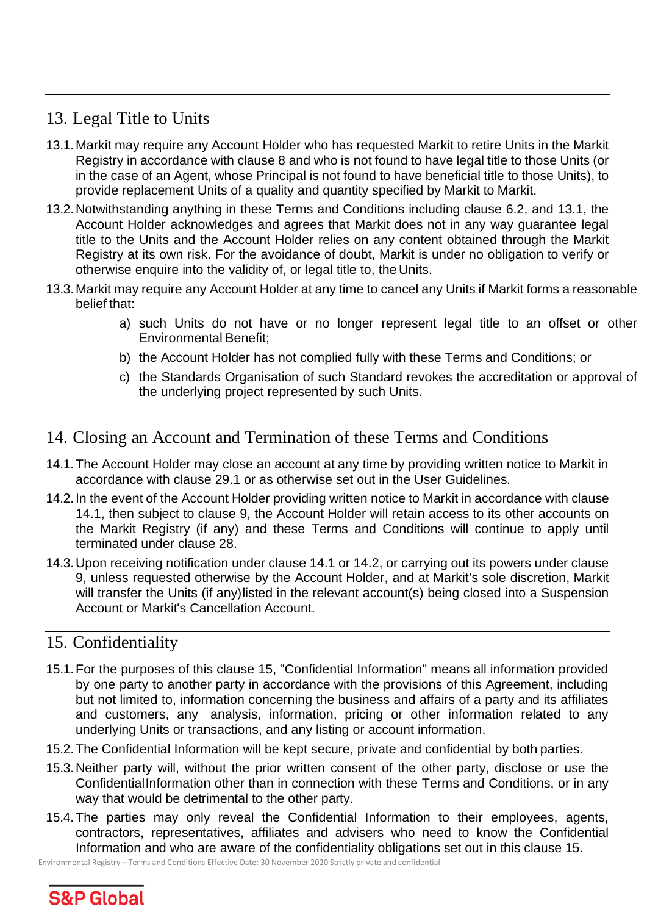## 13. Legal Title to Units

13.1. Markit may require any Account Holder who has requested Markit to retire Units in the Markit Registry in accordance with clause 8 and who is not found to have legal title to those Units (or in the case of an Agent, whose Principal is not found to have beneficial title to those Units), to provide replacement Units of a quality and quantity specified by Markit to Markit.

13.2. Notwithstanding anything in these Terms and Conditions including clause 6.2, and 13.1, the Account Holder acknowledges and agrees that Markit does not in any way guarantee legal title to the Units and the Account Holder relies on any content obtained through the Markit Registry at its own risk. For the avoidance of doubt, Markit is under no obligation to verify or otherwise enquire into the validity of, or legal title to, the Units.

13.3. Markit may require any Account Holder at any time to cancel any Units if Markit forms a reasonable belief that:

a) such Units do not have or no longer represent legal title to an offset or other Environmental Benefit;

b) the Account Holder has not complied fully with these Terms and Conditions; or

c) the Standards Organisation of such Standard revokes the accreditation or approval of the underlying project represented by such Units.

## 14. Closing an Account and Termination of these Terms and Conditions

14.1. The Account Holder may close an account at any time by providing written notice to Markit in accordance with clause 29.1 or as otherwise set out in the User Guidelines.

14.2. In the event of the Account Holder providing written notice to Markit in accordance with clause 14.1, then subject to clause 9, the Account Holder will retain access to its other accounts on the Markit Registry (if any) and these Terms and Conditions will continue to apply until terminated under clause 28.

14.3. Upon receiving notification under clause 14.1 or 14.2, or carrying out its powers under clause 9, unless requested otherwise by the Account Holder, and at Markit's sole discretion, Markit will transfer the Units (if any) listed in the relevant account(s) being closed into a Suspension Account or Markit's Cancellation Account.

## 15. Confidentiality

15.1. For the purposes of this clause 15, "Confidential Information" means all information provided by one party to another party in accordance with the provisions of this Agreement, including but not limited to, information concerning the business and affairs of a party and its affiliates and customers, any analysis, information, pricing or other information related to any underlying Units or transactions, and any listing or account information.

15.2. The Confidential Information will be kept secure, private and confidential by both parties.

15.3. Neither party will, without the prior written consent of the other party, disclose or use the Confidential Information other than in connection with these Terms and Conditions, or in any way that would be detrimental to the other party.

15.4. The parties may only reveal the Confidential Information to their employees, agents, contractors, representatives, affiliates and advisers who need to know the Confidential Information and who are aware of the confidentiality obligations set out in this clause 15.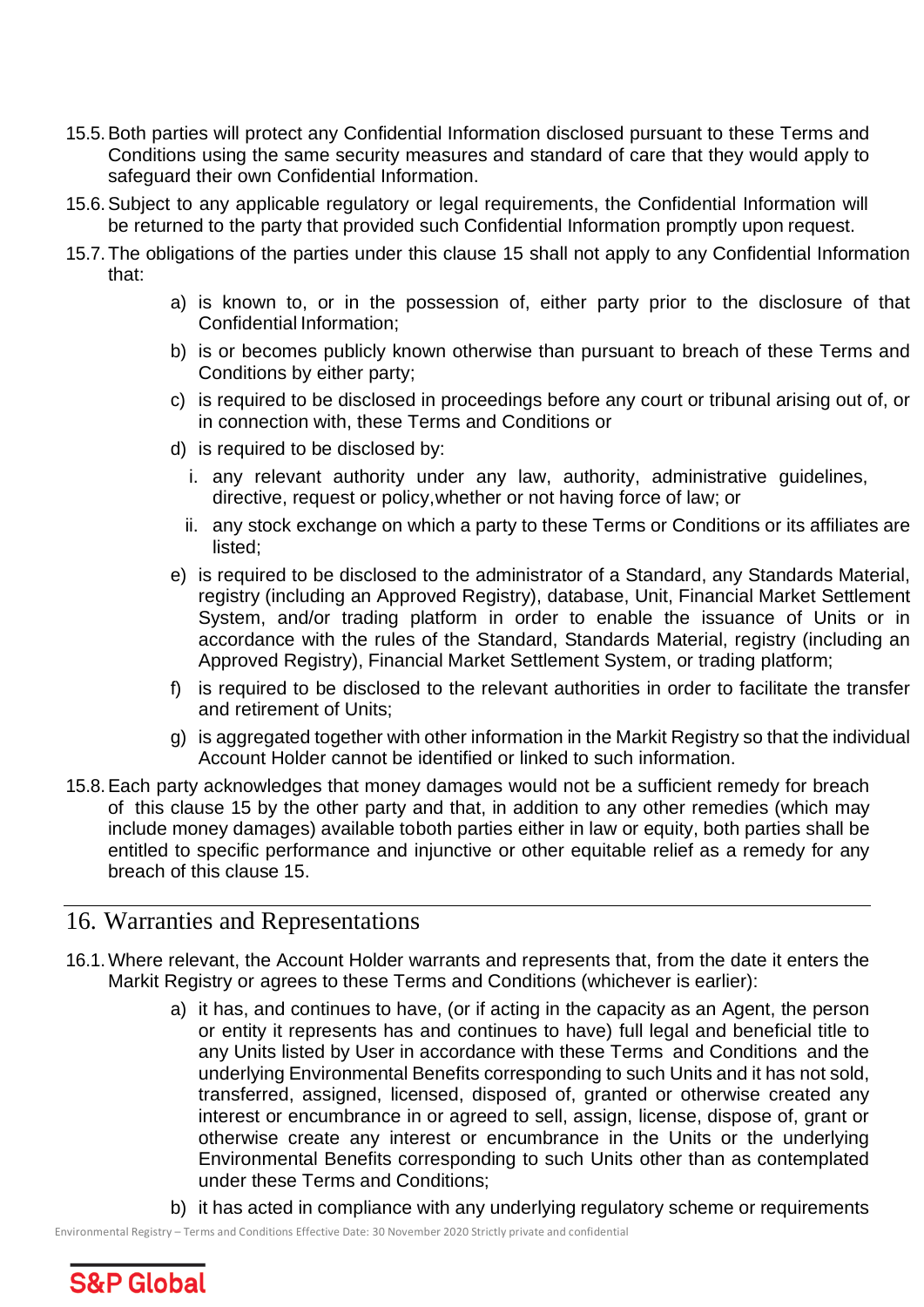15.5. Both parties will protect any Confidential Information disclosed pursuant to these Terms and Conditions using the same security measures and standard of care that they would apply to safeguard their own Confidential Information.

15.6. Subject to any applicable regulatory or legal requirements, the Confidential Information will be returned to the party that provided such Confidential Information promptly upon request.

15.7. The obligations of the parties under this clause 15 shall not apply to any Confidential Information that:

- a) is known to, or in the possession of, either party prior to the disclosure of that Confidential Information;
- b) is or becomes publicly known otherwise than pursuant to breach of these Terms and Conditions by either party;
- c) is required to be disclosed in proceedings before any court or tribunal arising out of, or in connection with, these Terms and Conditions or
- d) is required to be disclosed by:
  - i. any relevant authority under any law, authority, administrative guidelines, directive, request or policy,whether or not having force of law; or
  - ii. any stock exchange on which a party to these Terms or Conditions or its affiliates are listed;
- e) is required to be disclosed to the administrator of a Standard, any Standards Material, registry (including an Approved Registry), database, Unit, Financial Market Settlement System, and/or trading platform in order to enable the issuance of Units or in accordance with the rules of the Standard, Standards Material, registry (including an Approved Registry), Financial Market Settlement System, or trading platform;
- f) is required to be disclosed to the relevant authorities in order to facilitate the transfer and retirement of Units;
- g) is aggregated together with other information in the Markit Registry so that the individual Account Holder cannot be identified or linked to such information.

15.8. Each party acknowledges that money damages would not be a sufficient remedy for breach of this clause 15 by the other party and that, in addition to any other remedies (which may include money damages) available toboth parties either in law or equity, both parties shall be entitled to specific performance and injunctive or other equitable relief as a remedy for any breach of this clause 15.

## 16. Warranties and Representations

16.1. Where relevant, the Account Holder warrants and represents that, from the date it enters the Markit Registry or agrees to these Terms and Conditions (whichever is earlier):

- a) it has, and continues to have, (or if acting in the capacity as an Agent, the person or entity it represents has and continues to have) full legal and beneficial title to any Units listed by User in accordance with these Terms and Conditions and the underlying Environmental Benefits corresponding to such Units and it has not sold, transferred, assigned, licensed, disposed of, granted or otherwise created any interest or encumbrance in or agreed to sell, assign, license, dispose of, grant or otherwise create any interest or encumbrance in the Units or the underlying Environmental Benefits corresponding to such Units other than as contemplated under these Terms and Conditions;
- b) it has acted in compliance with any underlying regulatory scheme or requirements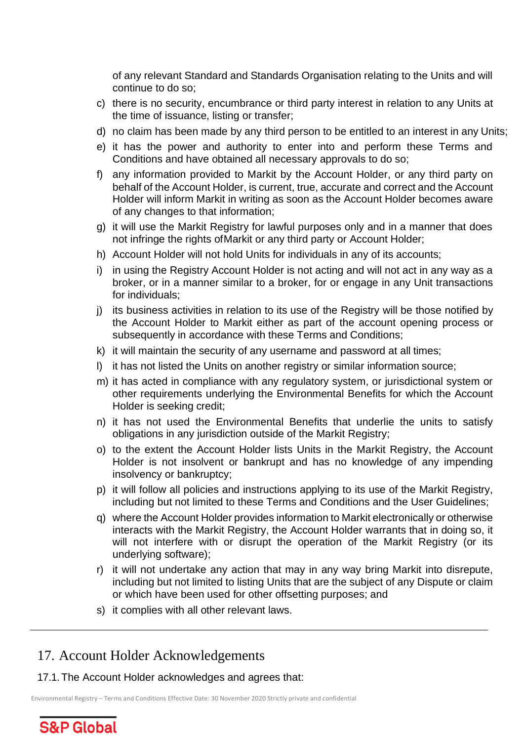of any relevant Standard and Standards Organisation relating to the Units and will continue to do so;

c) there is no security, encumbrance or third party interest in relation to any Units at the time of issuance, listing or transfer;

d) no claim has been made by any third person to be entitled to an interest in any Units;

e) it has the power and authority to enter into and perform these Terms and Conditions and have obtained all necessary approvals to do so;

f) any information provided to Markit by the Account Holder, or any third party on behalf of the Account Holder, is current, true, accurate and correct and the Account Holder will inform Markit in writing as soon as the Account Holder becomes aware of any changes to that information;

g) it will use the Markit Registry for lawful purposes only and in a manner that does not infringe the rights ofMarkit or any third party or Account Holder;

h) Account Holder will not hold Units for individuals in any of its accounts;

i) in using the Registry Account Holder is not acting and will not act in any way as a broker, or in a manner similar to a broker, for or engage in any Unit transactions for individuals;

j) its business activities in relation to its use of the Registry will be those notified by the Account Holder to Markit either as part of the account opening process or subsequently in accordance with these Terms and Conditions;

k) it will maintain the security of any username and password at all times;

l) it has not listed the Units on another registry or similar information source;

m) it has acted in compliance with any regulatory system, or jurisdictional system or other requirements underlying the Environmental Benefits for which the Account Holder is seeking credit;

n) it has not used the Environmental Benefits that underlie the units to satisfy obligations in any jurisdiction outside of the Markit Registry;

o) to the extent the Account Holder lists Units in the Markit Registry, the Account Holder is not insolvent or bankrupt and has no knowledge of any impending insolvency or bankruptcy;

p) it will follow all policies and instructions applying to its use of the Markit Registry, including but not limited to these Terms and Conditions and the User Guidelines;

q) where the Account Holder provides information to Markit electronically or otherwise interacts with the Markit Registry, the Account Holder warrants that in doing so, it will not interfere with or disrupt the operation of the Markit Registry (or its underlying software);

r) it will not undertake any action that may in any way bring Markit into disrepute, including but not limited to listing Units that are the subject of any Dispute or claim or which have been used for other offsetting purposes; and

s) it complies with all other relevant laws.

---

## 17. Account Holder Acknowledgements

17.1. The Account Holder acknowledges and agrees that: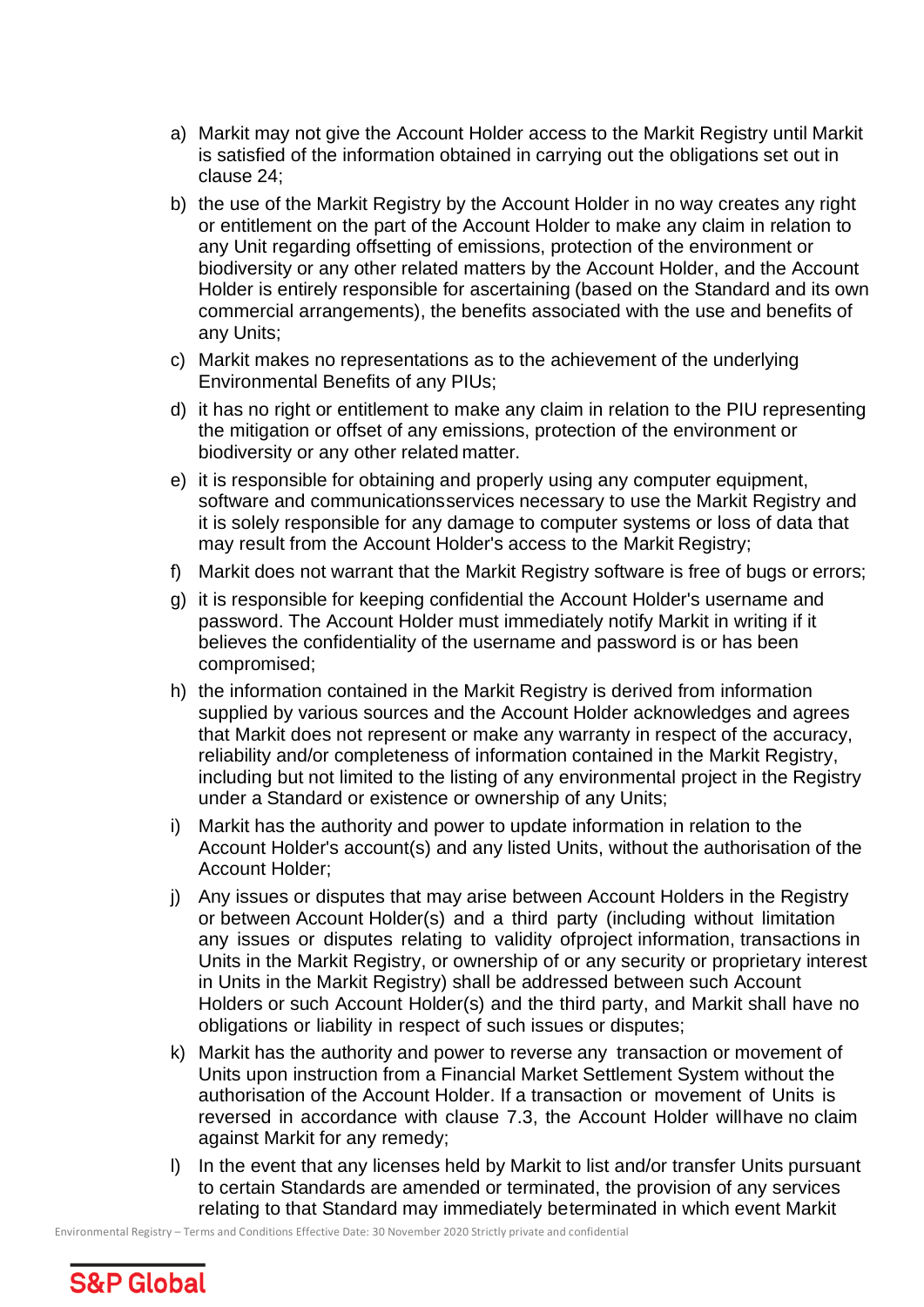a) Markit may not give the Account Holder access to the Markit Registry until Markit is satisfied of the information obtained in carrying out the obligations set out in clause 24;

b) the use of the Markit Registry by the Account Holder in no way creates any right or entitlement on the part of the Account Holder to make any claim in relation to any Unit regarding offsetting of emissions, protection of the environment or biodiversity or any other related matters by the Account Holder, and the Account Holder is entirely responsible for ascertaining (based on the Standard and its own commercial arrangements), the benefits associated with the use and benefits of any Units;

c) Markit makes no representations as to the achievement of the underlying Environmental Benefits of any PIUs;

d) it has no right or entitlement to make any claim in relation to the PIU representing the mitigation or offset of any emissions, protection of the environment or biodiversity or any other related matter.

e) it is responsible for obtaining and properly using any computer equipment, software and communicationsservices necessary to use the Markit Registry and it is solely responsible for any damage to computer systems or loss of data that may result from the Account Holder's access to the Markit Registry;

f) Markit does not warrant that the Markit Registry software is free of bugs or errors;

g) it is responsible for keeping confidential the Account Holder's username and password. The Account Holder must immediately notify Markit in writing if it believes the confidentiality of the username and password is or has been compromised;

h) the information contained in the Markit Registry is derived from information supplied by various sources and the Account Holder acknowledges and agrees that Markit does not represent or make any warranty in respect of the accuracy, reliability and/or completeness of information contained in the Markit Registry, including but not limited to the listing of any environmental project in the Registry under a Standard or existence or ownership of any Units;

i) Markit has the authority and power to update information in relation to the Account Holder's account(s) and any listed Units, without the authorisation of the Account Holder;

j) Any issues or disputes that may arise between Account Holders in the Registry or between Account Holder(s) and a third party (including without limitation any issues or disputes relating to validity ofproject information, transactions in Units in the Markit Registry, or ownership of or any security or proprietary interest in Units in the Markit Registry) shall be addressed between such Account Holders or such Account Holder(s) and the third party, and Markit shall have no obligations or liability in respect of such issues or disputes;

k) Markit has the authority and power to reverse any transaction or movement of Units upon instruction from a Financial Market Settlement System without the authorisation of the Account Holder. If a transaction or movement of Units is reversed in accordance with clause 7.3, the Account Holder willhave no claim against Markit for any remedy;

l) In the event that any licenses held by Markit to list and/or transfer Units pursuant to certain Standards are amended or terminated, the provision of any services relating to that Standard may immediately beterminated in which event Markit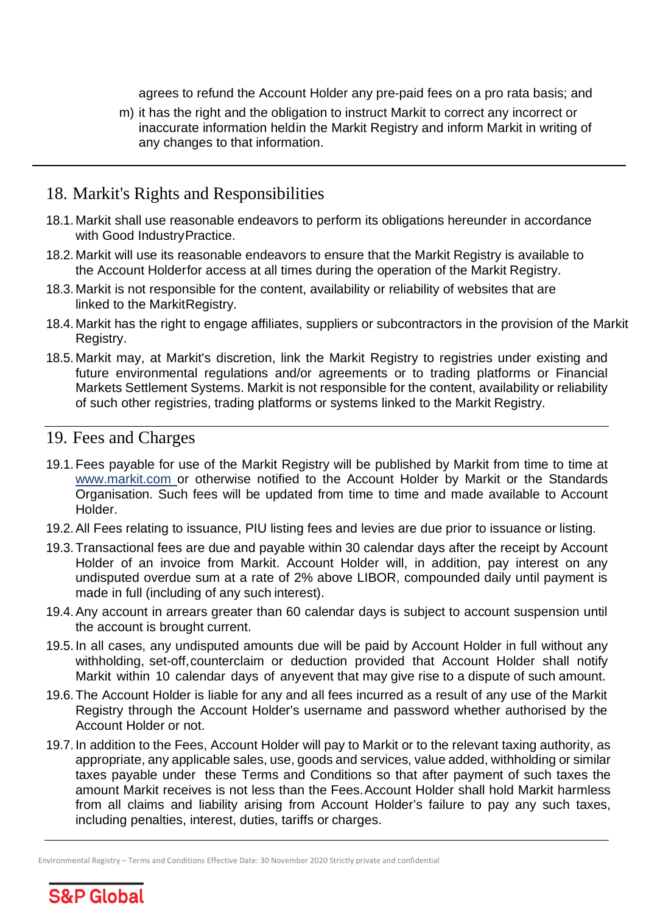agrees to refund the Account Holder any pre-paid fees on a pro rata basis; and

m) it has the right and the obligation to instruct Markit to correct any incorrect or inaccurate information heldin the Markit Registry and inform Markit in writing of any changes to that information.

## 18. Markit's Rights and Responsibilities

18.1. Markit shall use reasonable endeavors to perform its obligations hereunder in accordance with Good IndustryPractice.

18.2. Markit will use its reasonable endeavors to ensure that the Markit Registry is available to the Account Holderfor access at all times during the operation of the Markit Registry.

18.3. Markit is not responsible for the content, availability or reliability of websites that are linked to the MarkitRegistry.

18.4. Markit has the right to engage affiliates, suppliers or subcontractors in the provision of the Markit Registry.

18.5. Markit may, at Markit's discretion, link the Markit Registry to registries under existing and future environmental regulations and/or agreements or to trading platforms or Financial Markets Settlement Systems. Markit is not responsible for the content, availability or reliability of such other registries, trading platforms or systems linked to the Markit Registry.

## 19. Fees and Charges

19.1. Fees payable for use of the Markit Registry will be published by Markit from time to time at www.markit.com or otherwise notified to the Account Holder by Markit or the Standards Organisation. Such fees will be updated from time to time and made available to Account Holder.

19.2. All Fees relating to issuance, PIU listing fees and levies are due prior to issuance or listing.

19.3. Transactional fees are due and payable within 30 calendar days after the receipt by Account Holder of an invoice from Markit. Account Holder will, in addition, pay interest on any undisputed overdue sum at a rate of 2% above LIBOR, compounded daily until payment is made in full (including of any such interest).

19.4. Any account in arrears greater than 60 calendar days is subject to account suspension until the account is brought current.

19.5. In all cases, any undisputed amounts due will be paid by Account Holder in full without any withholding, set-off,counterclaim or deduction provided that Account Holder shall notify Markit within 10 calendar days of anyevent that may give rise to a dispute of such amount.

19.6. The Account Holder is liable for any and all fees incurred as a result of any use of the Markit Registry through the Account Holder's username and password whether authorised by the Account Holder or not.

19.7. In addition to the Fees, Account Holder will pay to Markit or to the relevant taxing authority, as appropriate, any applicable sales, use, goods and services, value added, withholding or similar taxes payable under these Terms and Conditions so that after payment of such taxes the amount Markit receives is not less than the Fees.Account Holder shall hold Markit harmless from all claims and liability arising from Account Holder's failure to pay any such taxes, including penalties, interest, duties, tariffs or charges.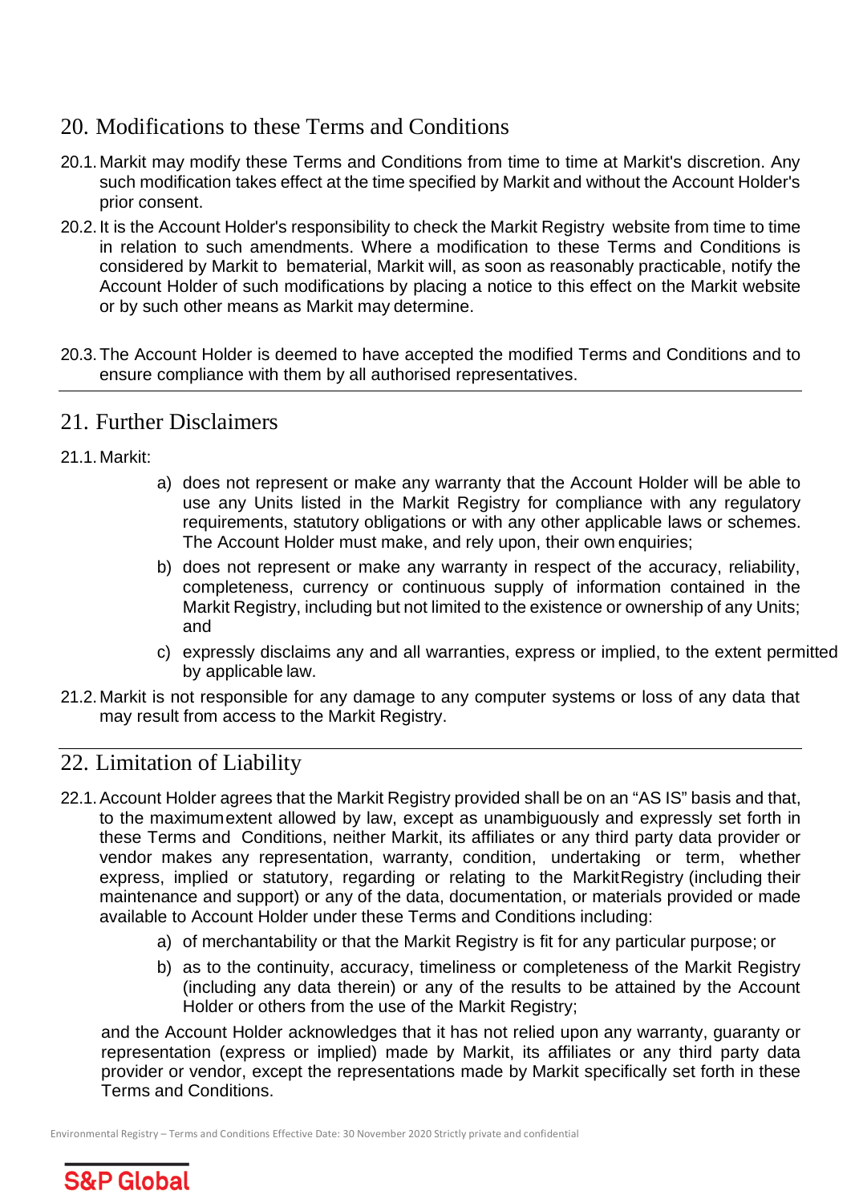## 20. Modifications to these Terms and Conditions

20.1. Markit may modify these Terms and Conditions from time to time at Markit's discretion. Any such modification takes effect at the time specified by Markit and without the Account Holder's prior consent.

20.2. It is the Account Holder's responsibility to check the Markit Registry website from time to time in relation to such amendments. Where a modification to these Terms and Conditions is considered by Markit to bematerial, Markit will, as soon as reasonably practicable, notify the Account Holder of such modifications by placing a notice to this effect on the Markit website or by such other means as Markit may determine.

20.3. The Account Holder is deemed to have accepted the modified Terms and Conditions and to ensure compliance with them by all authorised representatives.

## 21. Further Disclaimers

21.1. Markit:

a) does not represent or make any warranty that the Account Holder will be able to use any Units listed in the Markit Registry for compliance with any regulatory requirements, statutory obligations or with any other applicable laws or schemes. The Account Holder must make, and rely upon, their own enquiries;

b) does not represent or make any warranty in respect of the accuracy, reliability, completeness, currency or continuous supply of information contained in the Markit Registry, including but not limited to the existence or ownership of any Units; and

c) expressly disclaims any and all warranties, express or implied, to the extent permitted by applicable law.

21.2. Markit is not responsible for any damage to any computer systems or loss of any data that may result from access to the Markit Registry.

## 22. Limitation of Liability

22.1. Account Holder agrees that the Markit Registry provided shall be on an "AS IS" basis and that, to the maximumextent allowed by law, except as unambiguously and expressly set forth in these Terms and Conditions, neither Markit, its affiliates or any third party data provider or vendor makes any representation, warranty, condition, undertaking or term, whether express, implied or statutory, regarding or relating to the MarkitRegistry (including their maintenance and support) or any of the data, documentation, or materials provided or made available to Account Holder under these Terms and Conditions including:

a) of merchantability or that the Markit Registry is fit for any particular purpose; or

b) as to the continuity, accuracy, timeliness or completeness of the Markit Registry (including any data therein) or any of the results to be attained by the Account Holder or others from the use of the Markit Registry;

and the Account Holder acknowledges that it has not relied upon any warranty, guaranty or representation (express or implied) made by Markit, its affiliates or any third party data provider or vendor, except the representations made by Markit specifically set forth in these Terms and Conditions.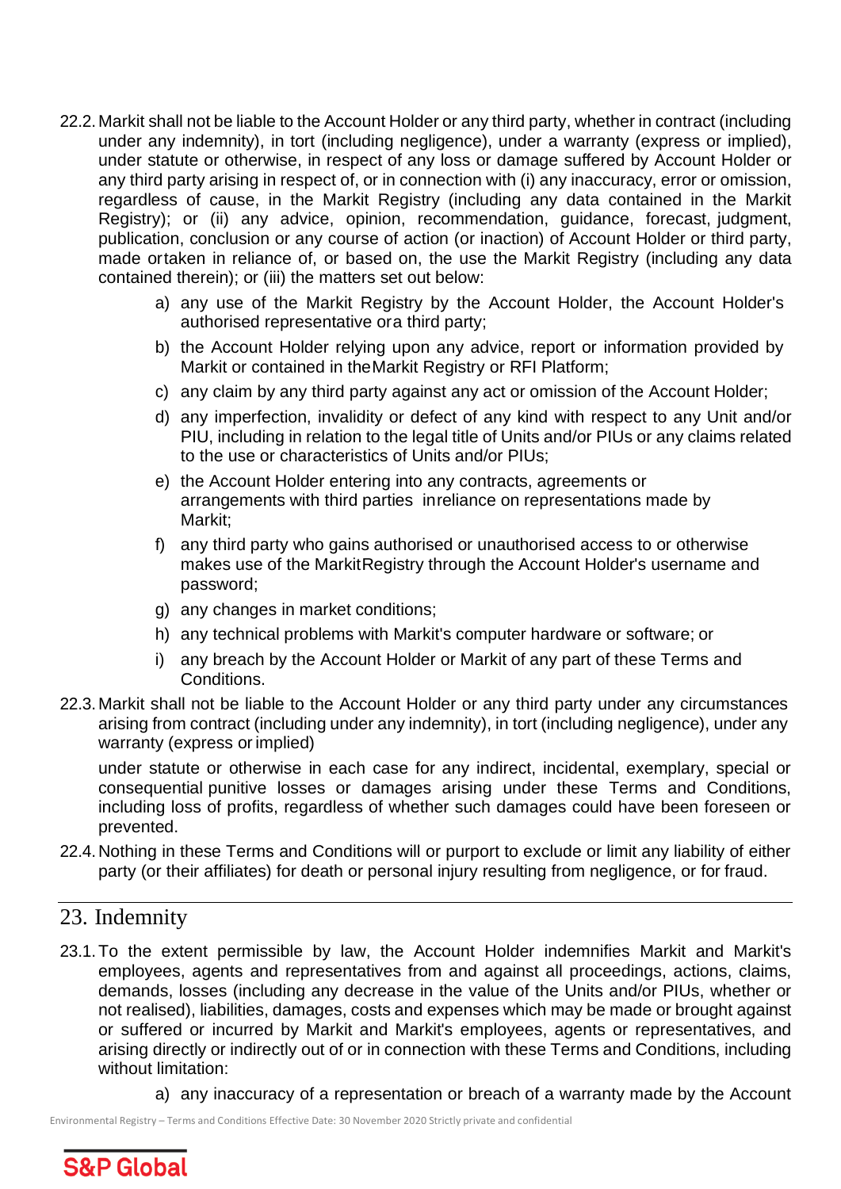22.2. Markit shall not be liable to the Account Holder or any third party, whether in contract (including under any indemnity), in tort (including negligence), under a warranty (express or implied), under statute or otherwise, in respect of any loss or damage suffered by Account Holder or any third party arising in respect of, or in connection with (i) any inaccuracy, error or omission, regardless of cause, in the Markit Registry (including any data contained in the Markit Registry); or (ii) any advice, opinion, recommendation, guidance, forecast, judgment, publication, conclusion or any course of action (or inaction) of Account Holder or third party, made ortaken in reliance of, or based on, the use the Markit Registry (including any data contained therein); or (iii) the matters set out below:

a) any use of the Markit Registry by the Account Holder, the Account Holder's authorised representative ora third party;

b) the Account Holder relying upon any advice, report or information provided by Markit or contained in theMarkit Registry or RFI Platform;

c) any claim by any third party against any act or omission of the Account Holder;

d) any imperfection, invalidity or defect of any kind with respect to any Unit and/or PIU, including in relation to the legal title of Units and/or PIUs or any claims related to the use or characteristics of Units and/or PIUs;

e) the Account Holder entering into any contracts, agreements or arrangements with third parties inreliance on representations made by Markit;

f) any third party who gains authorised or unauthorised access to or otherwise makes use of the MarkitRegistry through the Account Holder's username and password;

g) any changes in market conditions;

h) any technical problems with Markit's computer hardware or software; or

i) any breach by the Account Holder or Markit of any part of these Terms and Conditions.

22.3. Markit shall not be liable to the Account Holder or any third party under any circumstances arising from contract (including under any indemnity), in tort (including negligence), under any warranty (express or implied)

under statute or otherwise in each case for any indirect, incidental, exemplary, special or consequential punitive losses or damages arising under these Terms and Conditions, including loss of profits, regardless of whether such damages could have been foreseen or prevented.

22.4. Nothing in these Terms and Conditions will or purport to exclude or limit any liability of either party (or their affiliates) for death or personal injury resulting from negligence, or for fraud.

## 23. Indemnity

23.1. To the extent permissible by law, the Account Holder indemnifies Markit and Markit's employees, agents and representatives from and against all proceedings, actions, claims, demands, losses (including any decrease in the value of the Units and/or PIUs, whether or not realised), liabilities, damages, costs and expenses which may be made or brought against or suffered or incurred by Markit and Markit's employees, agents or representatives, and arising directly or indirectly out of or in connection with these Terms and Conditions, including without limitation:

a) any inaccuracy of a representation or breach of a warranty made by the Account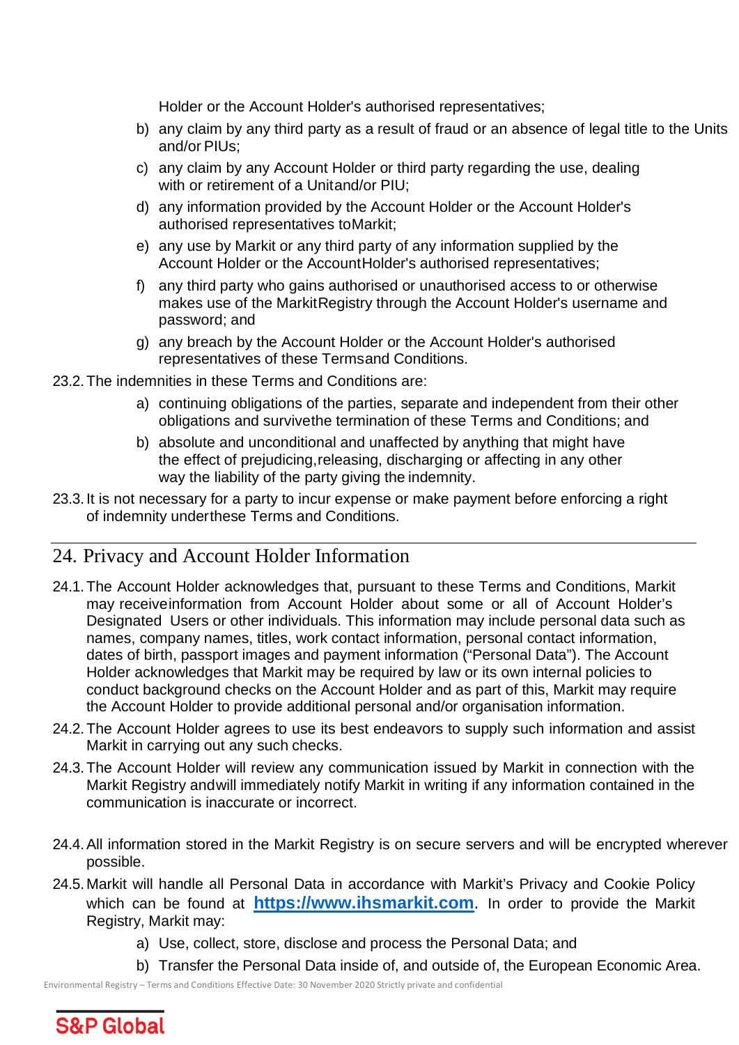Holder or the Account Holder's authorised representatives;

b) any claim by any third party as a result of fraud or an absence of legal title to the Units and/or PIUs;

c) any claim by any Account Holder or third party regarding the use, dealing with or retirement of a Unitand/or PIU;

d) any information provided by the Account Holder or the Account Holder's authorised representatives toMarkit;

e) any use by Markit or any third party of any information supplied by the Account Holder or the AccountHolder's authorised representatives;

f) any third party who gains authorised or unauthorised access to or otherwise makes use of the MarkitRegistry through the Account Holder's username and password; and

g) any breach by the Account Holder or the Account Holder's authorised representatives of these Termsand Conditions.

23.2. The indemnities in these Terms and Conditions are:

a) continuing obligations of the parties, separate and independent from their other obligations and survivethe termination of these Terms and Conditions; and

b) absolute and unconditional and unaffected by anything that might have the effect of prejudicing,releasing, discharging or affecting in any other way the liability of the party giving the indemnity.

23.3. It is not necessary for a party to incur expense or make payment before enforcing a right of indemnity underthese Terms and Conditions.

## 24. Privacy and Account Holder Information

24.1. The Account Holder acknowledges that, pursuant to these Terms and Conditions, Markit may receiveinformation from Account Holder about some or all of Account Holder's Designated Users or other individuals. This information may include personal data such as names, company names, titles, work contact information, personal contact information, dates of birth, passport images and payment information ("Personal Data"). The Account Holder acknowledges that Markit may be required by law or its own internal policies to conduct background checks on the Account Holder and as part of this, Markit may require the Account Holder to provide additional personal and/or organisation information.

24.2. The Account Holder agrees to use its best endeavors to supply such information and assist Markit in carrying out any such checks.

24.3. The Account Holder will review any communication issued by Markit in connection with the Markit Registry andwill immediately notify Markit in writing if any information contained in the communication is inaccurate or incorrect.

24.4. All information stored in the Markit Registry is on secure servers and will be encrypted wherever possible.

24.5. Markit will handle all Personal Data in accordance with Markit's Privacy and Cookie Policy which can be found at **https://www.ihsmarkit.com**. In order to provide the Markit Registry, Markit may:

a) Use, collect, store, disclose and process the Personal Data; and

b) Transfer the Personal Data inside of, and outside of, the European Economic Area.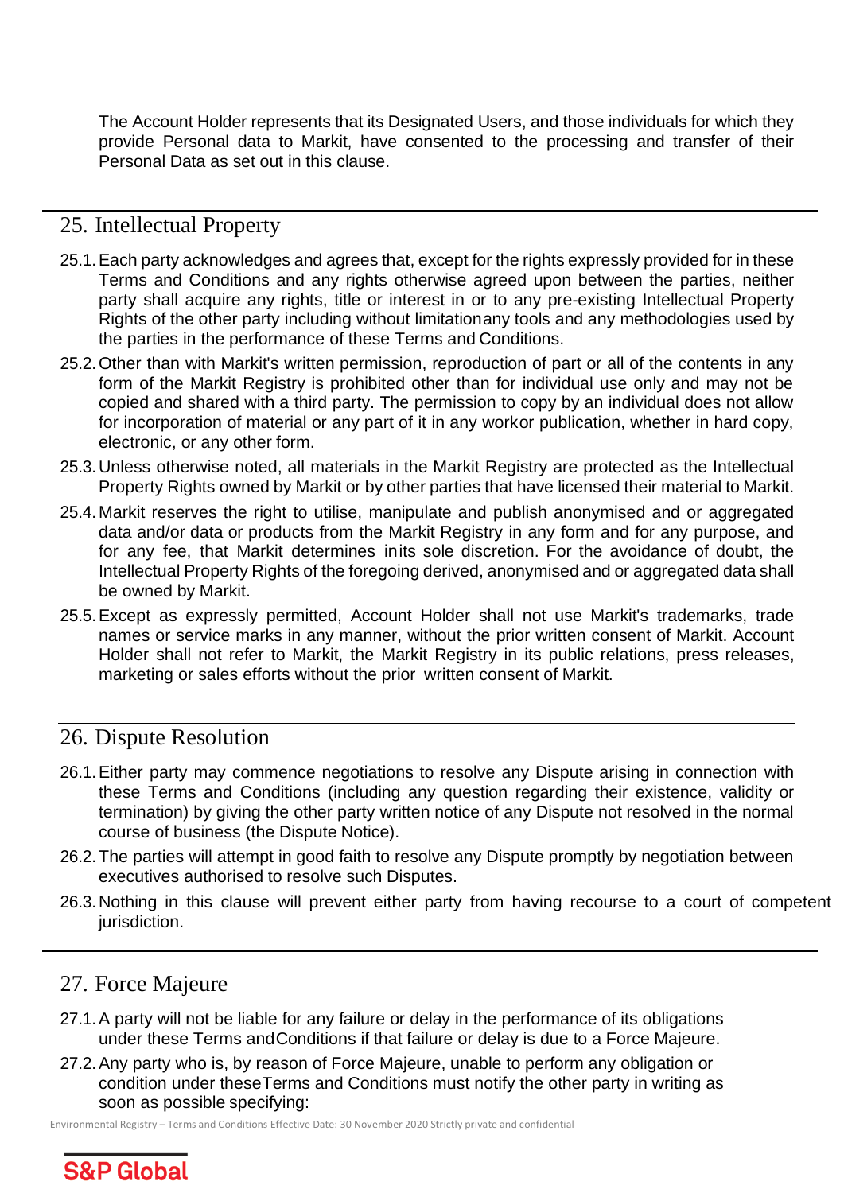The Account Holder represents that its Designated Users, and those individuals for which they provide Personal data to Markit, have consented to the processing and transfer of their Personal Data as set out in this clause.

## 25. Intellectual Property

25.1. Each party acknowledges and agrees that, except for the rights expressly provided for in these Terms and Conditions and any rights otherwise agreed upon between the parties, neither party shall acquire any rights, title or interest in or to any pre-existing Intellectual Property Rights of the other party including without limitationany tools and any methodologies used by the parties in the performance of these Terms and Conditions.

25.2. Other than with Markit's written permission, reproduction of part or all of the contents in any form of the Markit Registry is prohibited other than for individual use only and may not be copied and shared with a third party. The permission to copy by an individual does not allow for incorporation of material or any part of it in any workor publication, whether in hard copy, electronic, or any other form.

25.3. Unless otherwise noted, all materials in the Markit Registry are protected as the Intellectual Property Rights owned by Markit or by other parties that have licensed their material to Markit.

25.4. Markit reserves the right to utilise, manipulate and publish anonymised and or aggregated data and/or data or products from the Markit Registry in any form and for any purpose, and for any fee, that Markit determines inits sole discretion. For the avoidance of doubt, the Intellectual Property Rights of the foregoing derived, anonymised and or aggregated data shall be owned by Markit.

25.5. Except as expressly permitted, Account Holder shall not use Markit's trademarks, trade names or service marks in any manner, without the prior written consent of Markit. Account Holder shall not refer to Markit, the Markit Registry in its public relations, press releases, marketing or sales efforts without the prior written consent of Markit.

## 26. Dispute Resolution

26.1. Either party may commence negotiations to resolve any Dispute arising in connection with these Terms and Conditions (including any question regarding their existence, validity or termination) by giving the other party written notice of any Dispute not resolved in the normal course of business (the Dispute Notice).

26.2. The parties will attempt in good faith to resolve any Dispute promptly by negotiation between executives authorised to resolve such Disputes.

26.3. Nothing in this clause will prevent either party from having recourse to a court of competent jurisdiction.

## 27. Force Majeure

27.1. A party will not be liable for any failure or delay in the performance of its obligations under these Terms andConditions if that failure or delay is due to a Force Majeure.

27.2. Any party who is, by reason of Force Majeure, unable to perform any obligation or condition under theseTerms and Conditions must notify the other party in writing as soon as possible specifying: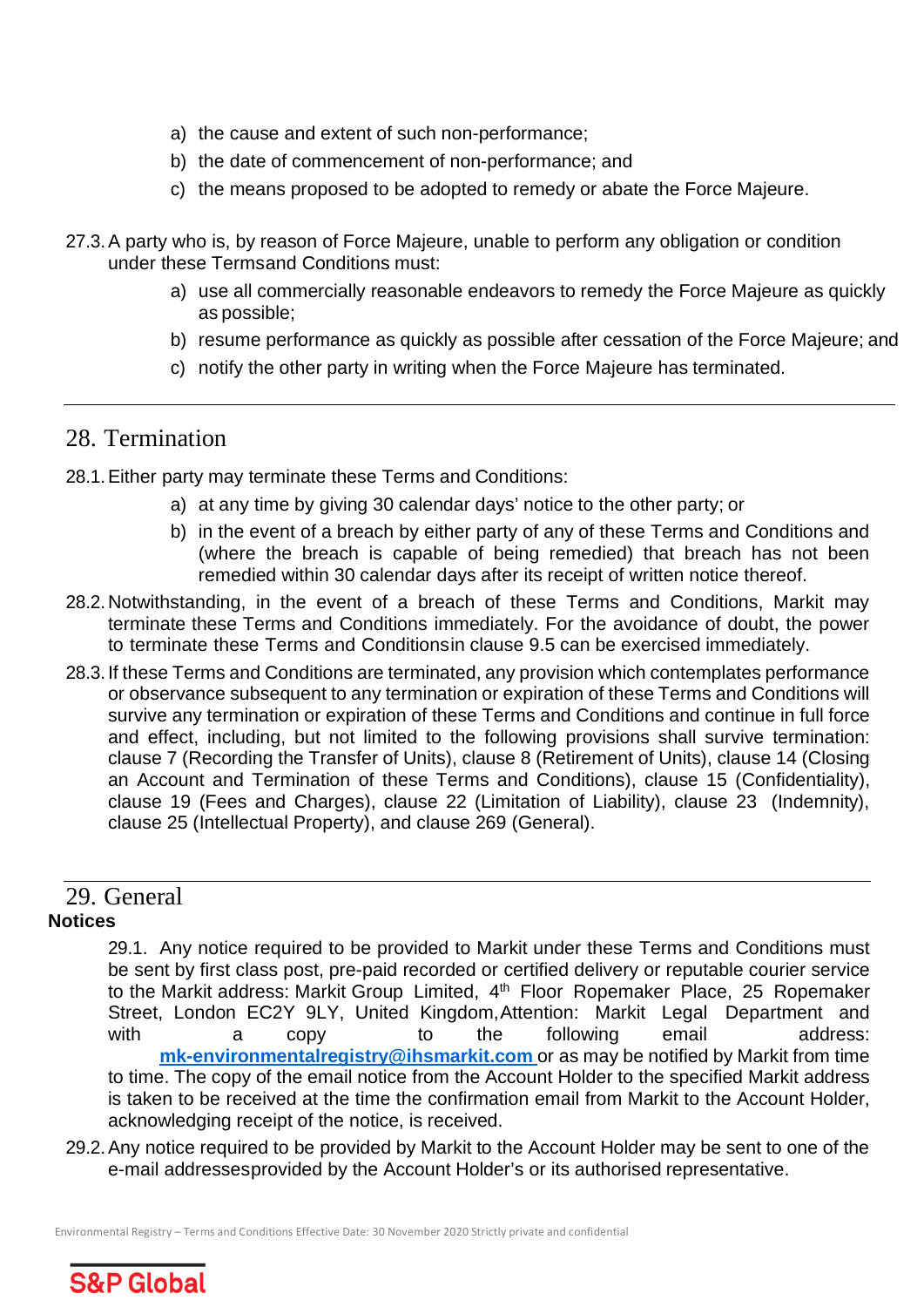a) the cause and extent of such non-performance;

b) the date of commencement of non-performance; and

c) the means proposed to be adopted to remedy or abate the Force Majeure.

27.3. A party who is, by reason of Force Majeure, unable to perform any obligation or condition under these Termsand Conditions must:

a) use all commercially reasonable endeavors to remedy the Force Majeure as quickly as possible;

b) resume performance as quickly as possible after cessation of the Force Majeure; and

c) notify the other party in writing when the Force Majeure has terminated.

---

## 28. Termination

28.1. Either party may terminate these Terms and Conditions:

a) at any time by giving 30 calendar days' notice to the other party; or

b) in the event of a breach by either party of any of these Terms and Conditions and (where the breach is capable of being remedied) that breach has not been remedied within 30 calendar days after its receipt of written notice thereof.

28.2. Notwithstanding, in the event of a breach of these Terms and Conditions, Markit may terminate these Terms and Conditions immediately. For the avoidance of doubt, the power to terminate these Terms and Conditionsin clause 9.5 can be exercised immediately.

28.3. If these Terms and Conditions are terminated, any provision which contemplates performance or observance subsequent to any termination or expiration of these Terms and Conditions will survive any termination or expiration of these Terms and Conditions and continue in full force and effect, including, but not limited to the following provisions shall survive termination: clause 7 (Recording the Transfer of Units), clause 8 (Retirement of Units), clause 14 (Closing an Account and Termination of these Terms and Conditions), clause 15 (Confidentiality), clause 19 (Fees and Charges), clause 22 (Limitation of Liability), clause 23 (Indemnity), clause 25 (Intellectual Property), and clause 269 (General).

---

## 29. General

**Notices**

29.1. Any notice required to be provided to Markit under these Terms and Conditions must be sent by first class post, pre-paid recorded or certified delivery or reputable courier service to the Markit address: Markit Group Limited, 4th Floor Ropemaker Place, 25 Ropemaker Street, London EC2Y 9LY, United Kingdom, Attention: Markit Legal Department and with a copy to the following email address: **mk-environmentalregistry@ihsmarkit.com** or as may be notified by Markit from time to time. The copy of the email notice from the Account Holder to the specified Markit address is taken to be received at the time the confirmation email from Markit to the Account Holder, acknowledging receipt of the notice, is received.

29.2. Any notice required to be provided by Markit to the Account Holder may be sent to one of the e-mail addressesprovided by the Account Holder's or its authorised representative.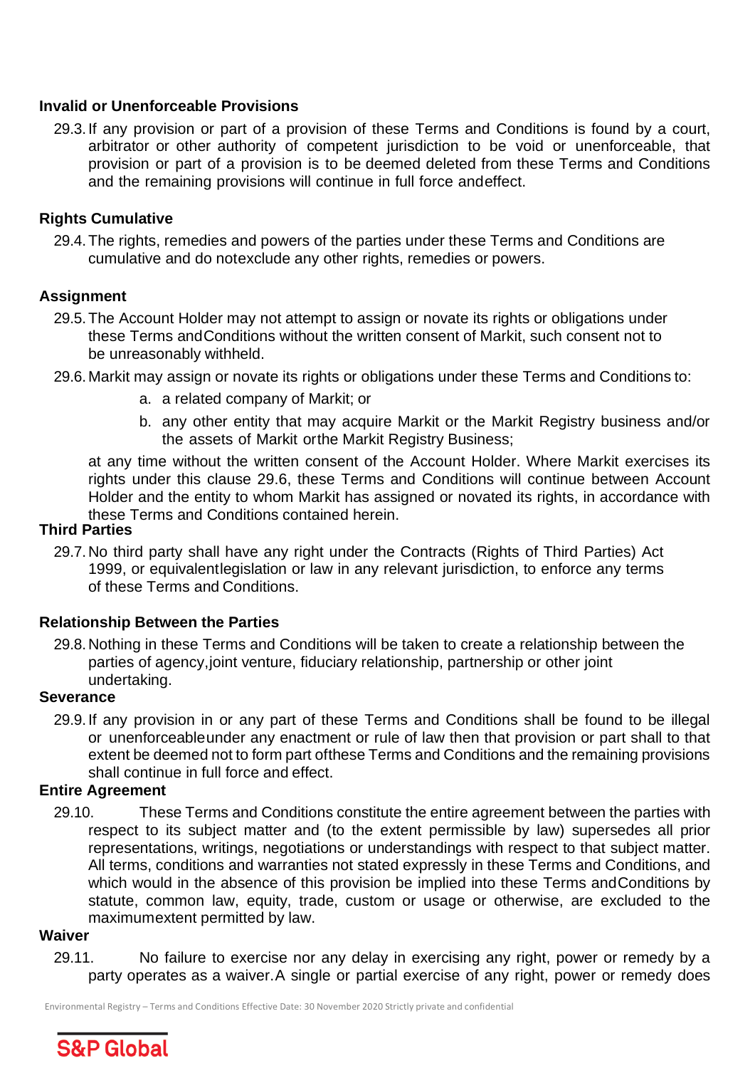**Invalid or Unenforceable Provisions**

29.3. If any provision or part of a provision of these Terms and Conditions is found by a court, arbitrator or other authority of competent jurisdiction to be void or unenforceable, that provision or part of a provision is to be deemed deleted from these Terms and Conditions and the remaining provisions will continue in full force andeffect.

**Rights Cumulative**

29.4. The rights, remedies and powers of the parties under these Terms and Conditions are cumulative and do notexclude any other rights, remedies or powers.

**Assignment**

29.5. The Account Holder may not attempt to assign or novate its rights or obligations under these Terms andConditions without the written consent of Markit, such consent not to be unreasonably withheld.

29.6. Markit may assign or novate its rights or obligations under these Terms and Conditions to:

a. a related company of Markit; or

b. any other entity that may acquire Markit or the Markit Registry business and/or the assets of Markit orthe Markit Registry Business;

at any time without the written consent of the Account Holder. Where Markit exercises its rights under this clause 29.6, these Terms and Conditions will continue between Account Holder and the entity to whom Markit has assigned or novated its rights, in accordance with these Terms and Conditions contained herein.

**Third Parties**

29.7. No third party shall have any right under the Contracts (Rights of Third Parties) Act 1999, or equivalentlegislation or law in any relevant jurisdiction, to enforce any terms of these Terms and Conditions.

**Relationship Between the Parties**

29.8. Nothing in these Terms and Conditions will be taken to create a relationship between the parties of agency,joint venture, fiduciary relationship, partnership or other joint undertaking.

**Severance**

29.9. If any provision in or any part of these Terms and Conditions shall be found to be illegal or unenforceableunder any enactment or rule of law then that provision or part shall to that extent be deemed not to form part ofthese Terms and Conditions and the remaining provisions shall continue in full force and effect.

**Entire Agreement**

29.10. These Terms and Conditions constitute the entire agreement between the parties with respect to its subject matter and (to the extent permissible by law) supersedes all prior representations, writings, negotiations or understandings with respect to that subject matter. All terms, conditions and warranties not stated expressly in these Terms and Conditions, and which would in the absence of this provision be implied into these Terms andConditions by statute, common law, equity, trade, custom or usage or otherwise, are excluded to the maximumextent permitted by law.

**Waiver**

29.11. No failure to exercise nor any delay in exercising any right, power or remedy by a party operates as a waiver.A single or partial exercise of any right, power or remedy does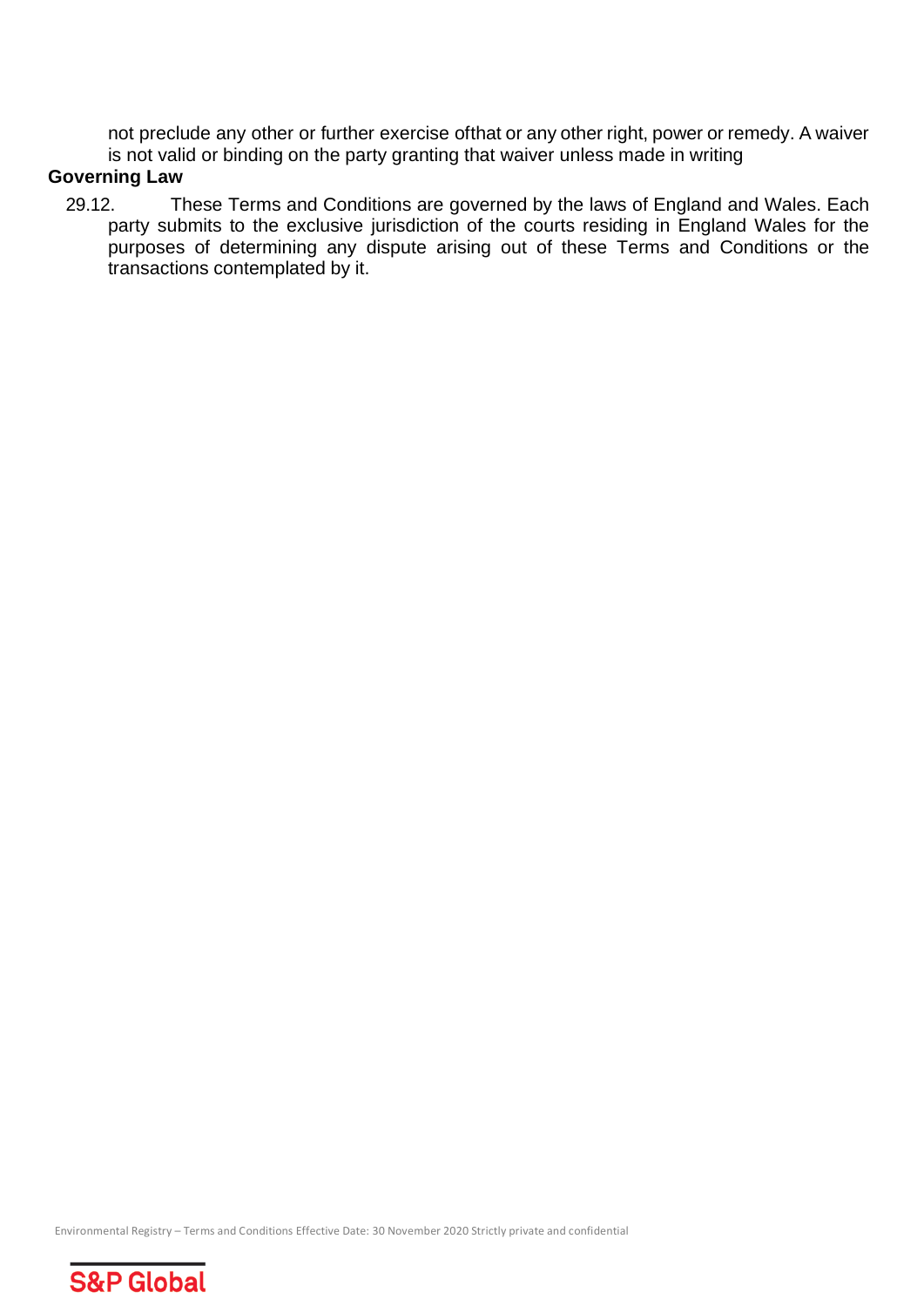not preclude any other or further exercise ofthat or any other right, power or remedy. A waiver is not valid or binding on the party granting that waiver unless made in writing

**Governing Law**

29.12. These Terms and Conditions are governed by the laws of England and Wales. Each party submits to the exclusive jurisdiction of the courts residing in England Wales for the purposes of determining any dispute arising out of these Terms and Conditions or the transactions contemplated by it.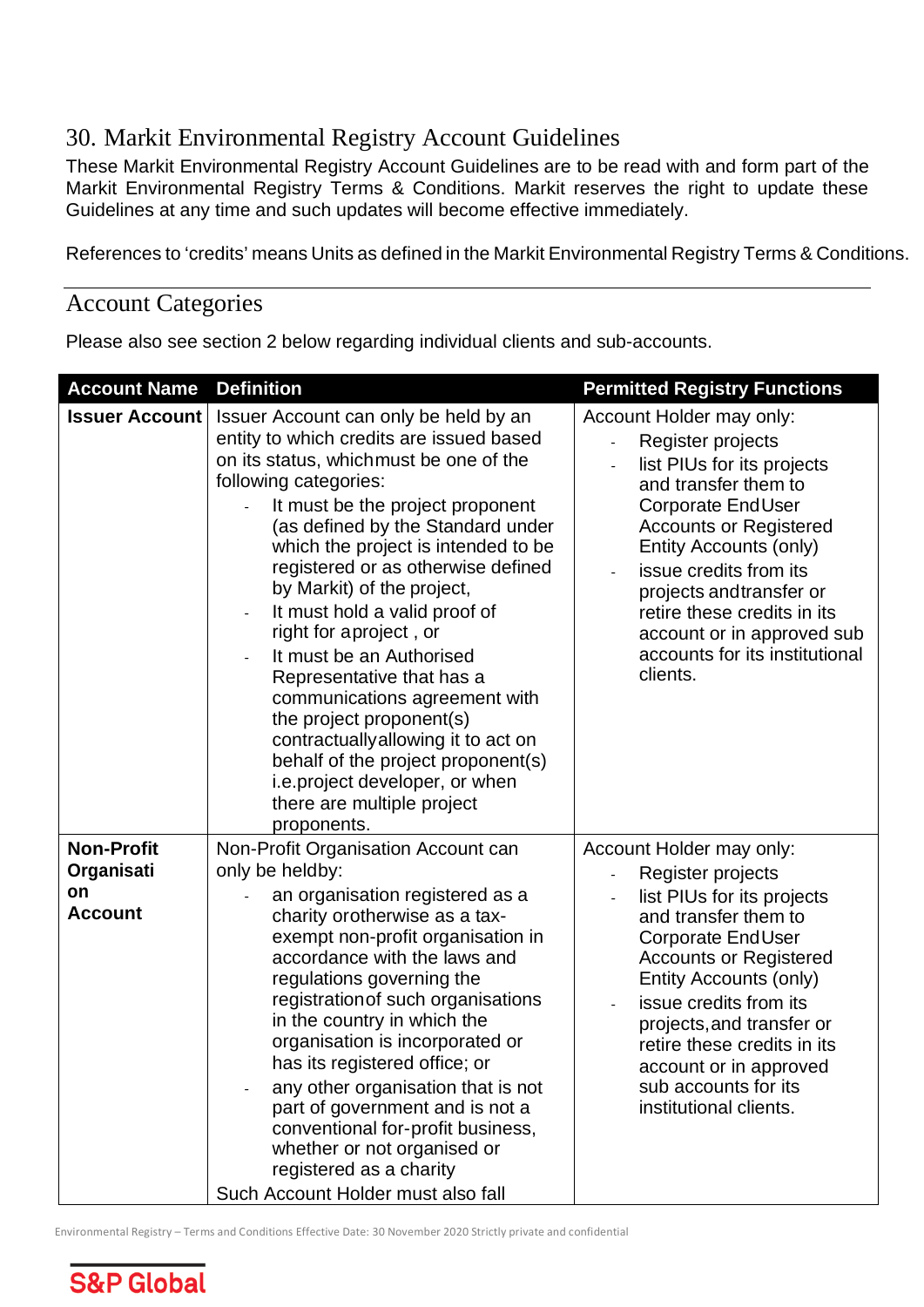## 30. Markit Environmental Registry Account Guidelines

These Markit Environmental Registry Account Guidelines are to be read with and form part of the Markit Environmental Registry Terms & Conditions. Markit reserves the right to update these Guidelines at any time and such updates will become effective immediately.

References to 'credits' means Units as defined in the Markit Environmental Registry Terms & Conditions.

## Account Categories

Please also see section 2 below regarding individual clients and sub-accounts.

| Account Name | Definition | Permitted Registry Functions |
|---|---|---|
| **Issuer Account** | Issuer Account can only be held by an entity to which credits are issued based on its status, which must be one of the following categories:<br>- It must be the project proponent (as defined by the Standard under which the project is intended to be registered or as otherwise defined by Markit) of the project,<br>- It must hold a valid proof of right for a project , or<br>- It must be an Authorised Representative that has a communications agreement with the project proponent(s) contractually allowing it to act on behalf of the project proponent(s) i.e. project developer, or when there are multiple project proponents. | Account Holder may only:<br>- Register projects<br>- list PIUs for its projects and transfer them to Corporate End User Accounts or Registered Entity Accounts (only)<br>- issue credits from its projects and transfer or retire these credits in its account or in approved sub accounts for its institutional clients. |
| **Non-Profit Organisation Account** | Non-Profit Organisation Account can only be held by:<br>- an organisation registered as a charity or otherwise as a tax-exempt non-profit organisation in accordance with the laws and regulations governing the registration of such organisations in the country in which the organisation is incorporated or has its registered office; or<br>- any other organisation that is not part of government and is not a conventional for-profit business, whether or not organised or registered as a charity<br>Such Account Holder must also fall | Account Holder may only:<br>- Register projects<br>- list PIUs for its projects and transfer them to Corporate End User Accounts or Registered Entity Accounts (only)<br>- issue credits from its projects, and transfer or retire these credits in its account or in approved sub accounts for its institutional clients. |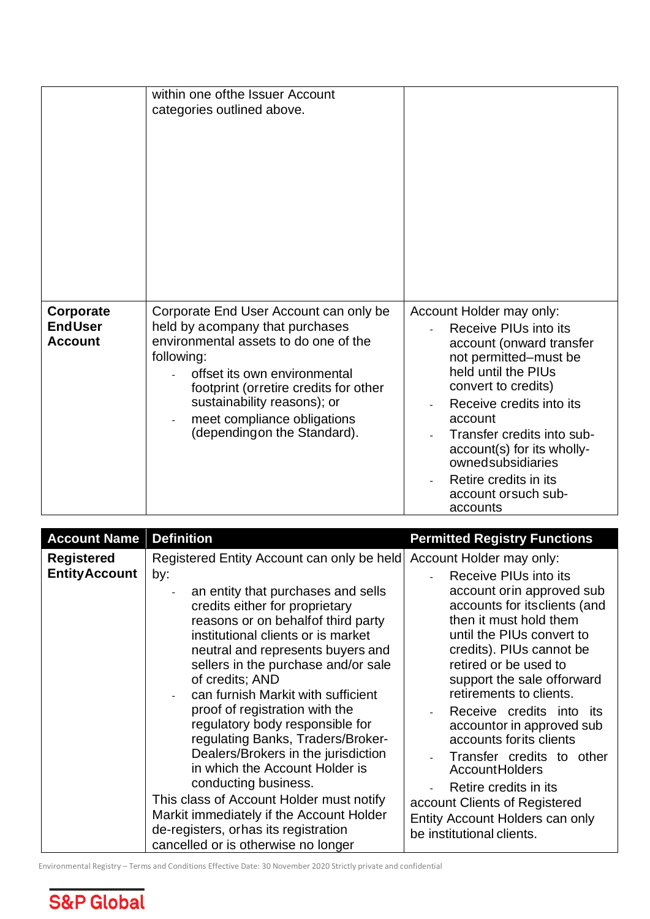| | | |
|---|---|---|
| | within one of the Issuer Account categories outlined above. | |
| **Corporate End User Account** | Corporate End User Account can only be held by a company that purchases environmental assets to do one of the following:<br>- offset its own environmental footprint (or retire credits for other sustainability reasons); or<br>- meet compliance obligations (depending on the Standard). | Account Holder may only:<br>- Receive PIUs into its account (onward transfer not permitted–must be held until the PIUs convert to credits)<br>- Receive credits into its account<br>- Transfer credits into sub-account(s) for its wholly-owned subsidiaries<br>- Retire credits in its account or such sub-accounts |

| Account Name | Definition | Permitted Registry Functions |
|---|---|---|
| **Registered Entity Account** | Registered Entity Account can only be held by:<br>- an entity that purchases and sells credits either for proprietary reasons or on behalf of third party institutional clients or is market neutral and represents buyers and sellers in the purchase and/or sale of credits; AND<br>- can furnish Markit with sufficient proof of registration with the regulatory body responsible for regulating Banks, Traders/Broker-Dealers/Brokers in the jurisdiction in which the Account Holder is conducting business.<br>This class of Account Holder must notify Markit immediately if the Account Holder de-registers, or has its registration cancelled or is otherwise no longer | Account Holder may only:<br>- Receive PIUs into its account or in approved sub accounts for its clients (and then it must hold them until the PIUs convert to credits). PIUs cannot be retired or be used to support the sale of forward retirements to clients.<br>- Receive credits into its account or in approved sub accounts for its clients<br>- Transfer credits to other Account Holders<br>- Retire credits in its account Clients of Registered Entity Account Holders can only be institutional clients. |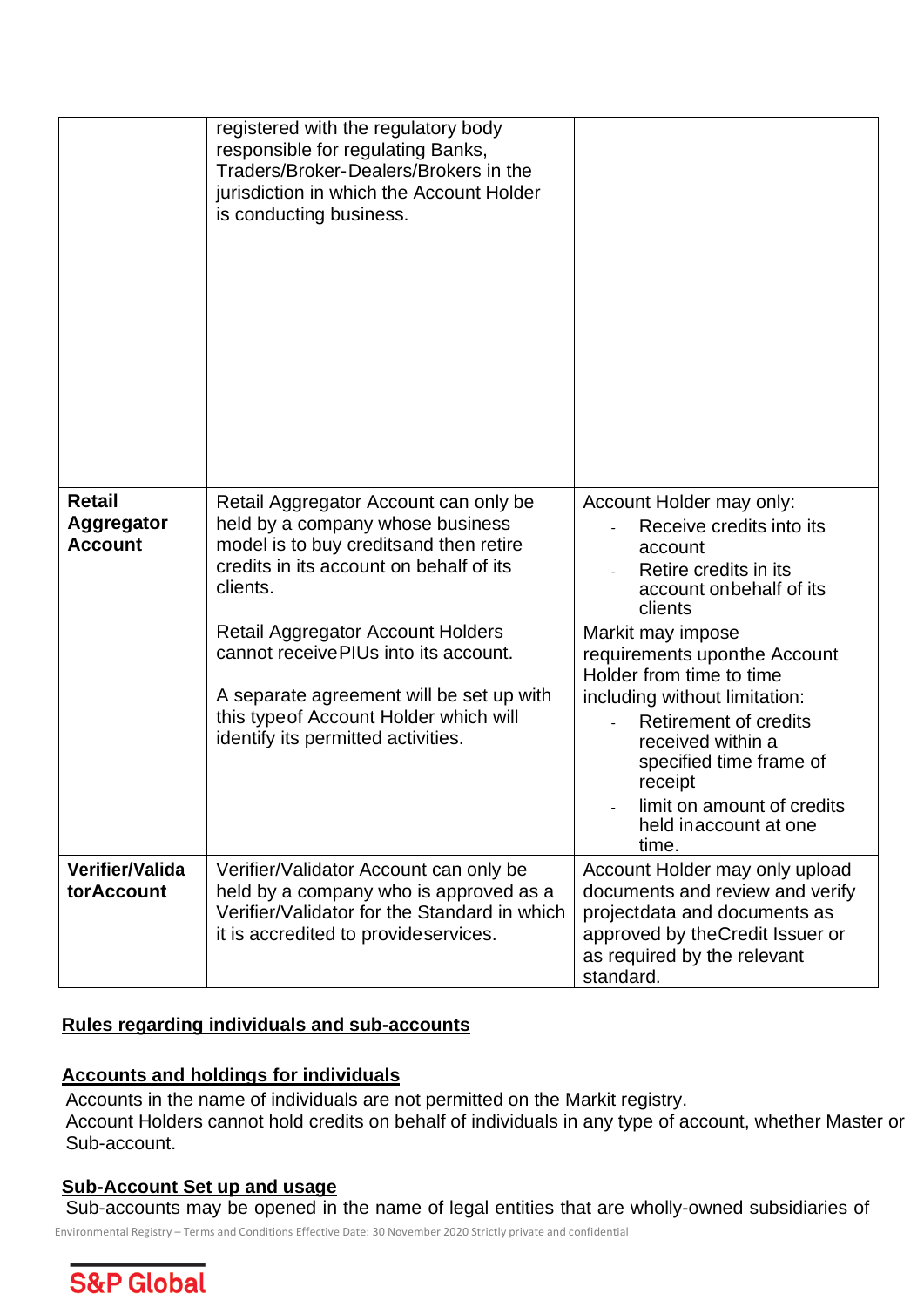| | | |
|---|---|---|
| | registered with the regulatory body responsible for regulating Banks, Traders/Broker-Dealers/Brokers in the jurisdiction in which the Account Holder is conducting business. | |
| **Retail Aggregator Account** | Retail Aggregator Account can only be held by a company whose business model is to buy credits and then retire credits in its account on behalf of its clients.<br><br>Retail Aggregator Account Holders cannot receive PIUs into its account.<br><br>A separate agreement will be set up with this type of Account Holder which will identify its permitted activities. | Account Holder may only:<br>- Receive credits into its account<br>- Retire credits in its account on behalf of its clients<br><br>Markit may impose requirements upon the Account Holder from time to time including without limitation:<br>- Retirement of credits received within a specified time frame of receipt<br>- limit on amount of credits held in account at one time. |
| **Verifier/Validator Account** | Verifier/Validator Account can only be held by a company who is approved as a Verifier/Validator for the Standard in which it is accredited to provide services. | Account Holder may only upload documents and review and verify project data and documents as approved by the Credit Issuer or as required by the relevant standard. |

## Rules regarding individuals and sub-accounts

### Accounts and holdings for individuals

Accounts in the name of individuals are not permitted on the Markit registry.
Account Holders cannot hold credits on behalf of individuals in any type of account, whether Master or Sub-account.

### Sub-Account Set up and usage

Sub-accounts may be opened in the name of legal entities that are wholly-owned subsidiaries of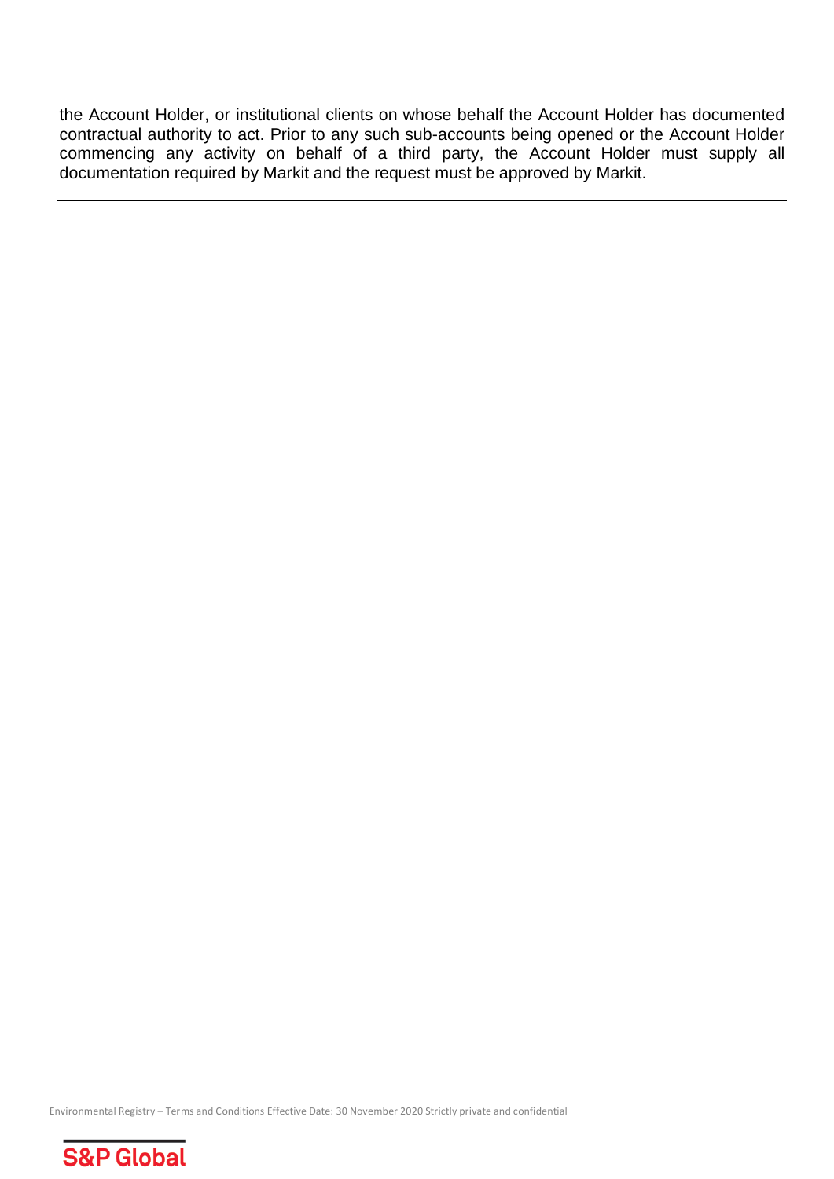the Account Holder, or institutional clients on whose behalf the Account Holder has documented contractual authority to act. Prior to any such sub-accounts being opened or the Account Holder commencing any activity on behalf of a third party, the Account Holder must supply all documentation required by Markit and the request must be approved by Markit.

---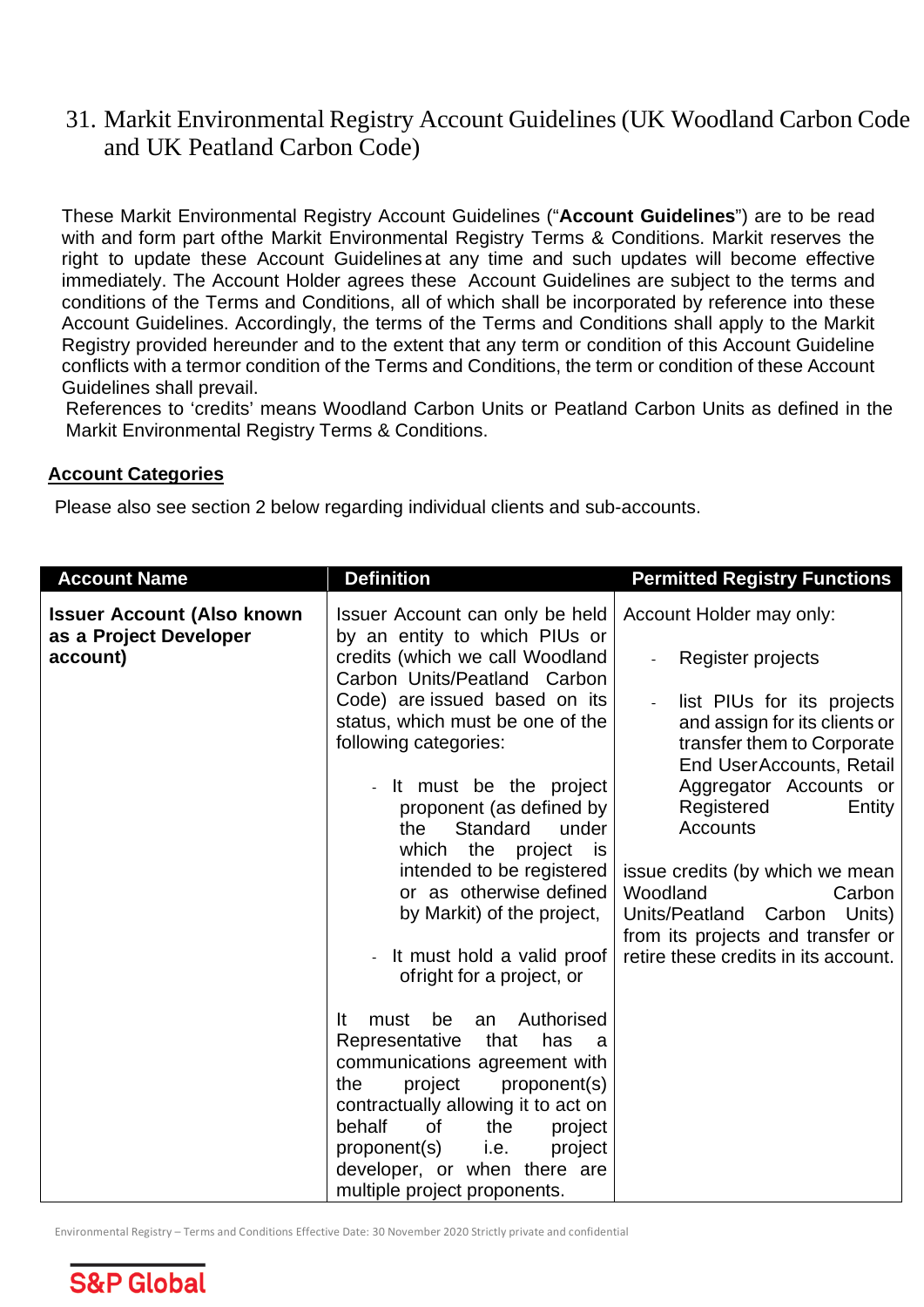# 31. Markit Environmental Registry Account Guidelines (UK Woodland Carbon Code and UK Peatland Carbon Code)

These Markit Environmental Registry Account Guidelines ("**Account Guidelines**") are to be read with and form part ofthe Markit Environmental Registry Terms & Conditions. Markit reserves the right to update these Account Guidelines at any time and such updates will become effective immediately. The Account Holder agrees these Account Guidelines are subject to the terms and conditions of the Terms and Conditions, all of which shall be incorporated by reference into these Account Guidelines. Accordingly, the terms of the Terms and Conditions shall apply to the Markit Registry provided hereunder and to the extent that any term or condition of this Account Guideline conflicts with a termor condition of the Terms and Conditions, the term or condition of these Account Guidelines shall prevail.

References to 'credits' means Woodland Carbon Units or Peatland Carbon Units as defined in the Markit Environmental Registry Terms & Conditions.

## Account Categories

Please also see section 2 below regarding individual clients and sub-accounts.

| Account Name | Definition | Permitted Registry Functions |
|---|---|---|
| **Issuer Account (Also known as a Project Developer account)** | Issuer Account can only be held by an entity to which PIUs or credits (which we call Woodland Carbon Units/Peatland Carbon Code) are issued based on its status, which must be one of the following categories:<br><br>- It must be the project proponent (as defined by the Standard under which the project is intended to be registered or as otherwise defined by Markit) of the project,<br><br>- It must hold a valid proof ofright for a project, or<br><br>It must be an Authorised Representative that has a communications agreement with the project proponent(s) contractually allowing it to act on behalf of the project proponent(s) i.e. project developer, or when there are multiple project proponents. | Account Holder may only:<br><br>- Register projects<br><br>- list PIUs for its projects and assign for its clients or transfer them to Corporate End UserAccounts, Retail Aggregator Accounts or Registered Entity Accounts<br><br>issue credits (by which we mean Woodland Carbon Units/Peatland Carbon Units) from its projects and transfer or retire these credits in its account. |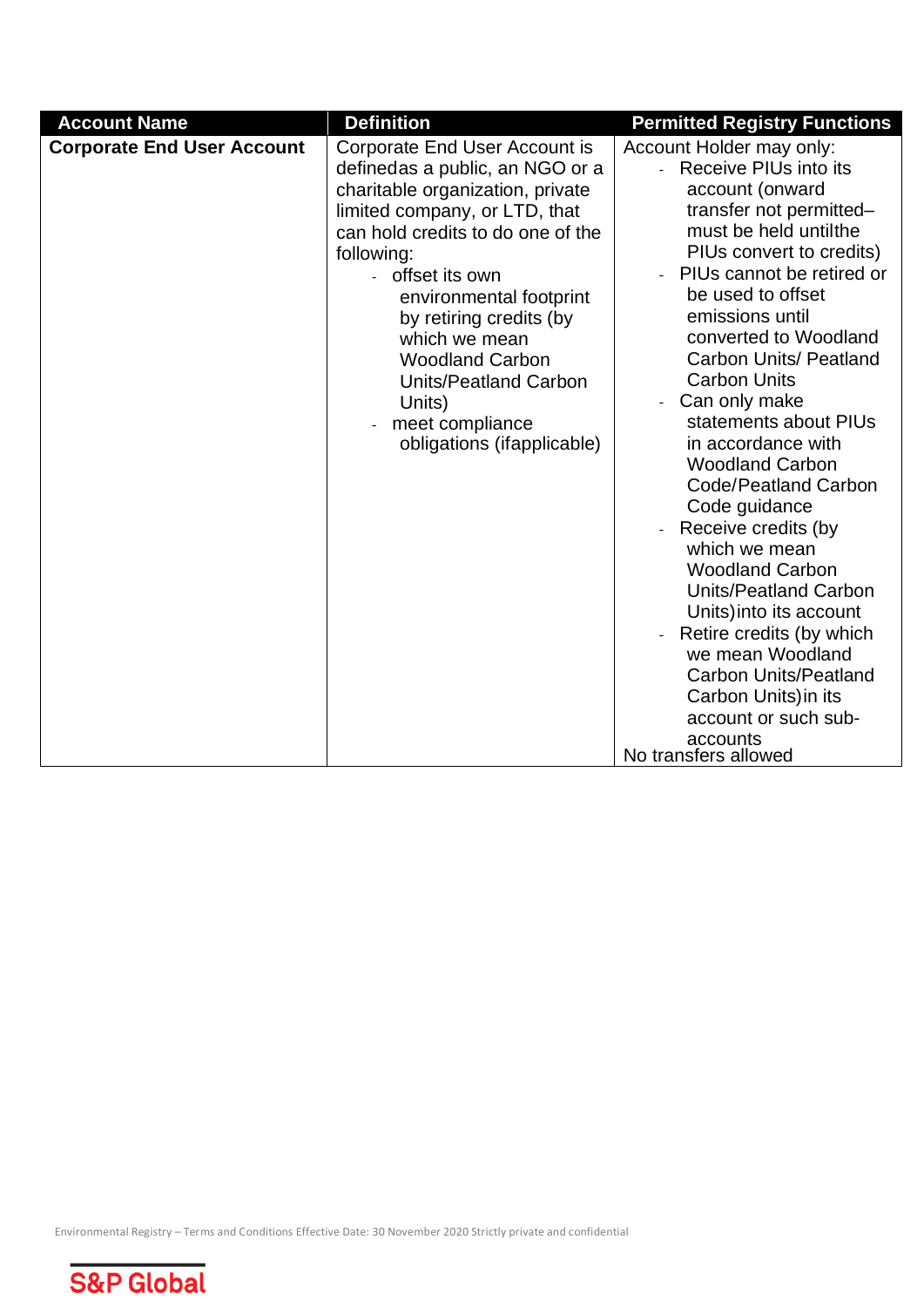| Account Name | Definition | Permitted Registry Functions |
|---|---|---|
| **Corporate End User Account** | Corporate End User Account is definedas a public, an NGO or a charitable organization, private limited company, or LTD, that can hold credits to do one of the following:<br>- offset its own environmental footprint by retiring credits (by which we mean Woodland Carbon Units/Peatland Carbon Units)<br>- meet compliance obligations (ifapplicable) | Account Holder may only:<br>- Receive PIUs into its account (onward transfer not permitted– must be held untilthe PIUs convert to credits)<br>- PIUs cannot be retired or be used to offset emissions until converted to Woodland Carbon Units/ Peatland Carbon Units<br>- Can only make statements about PIUs in accordance with Woodland Carbon Code/Peatland Carbon Code guidance<br>- Receive credits (by which we mean Woodland Carbon Units/Peatland Carbon Units)into its account<br>- Retire credits (by which we mean Woodland Carbon Units/Peatland Carbon Units)in its account or such sub-accounts<br>No transfers allowed |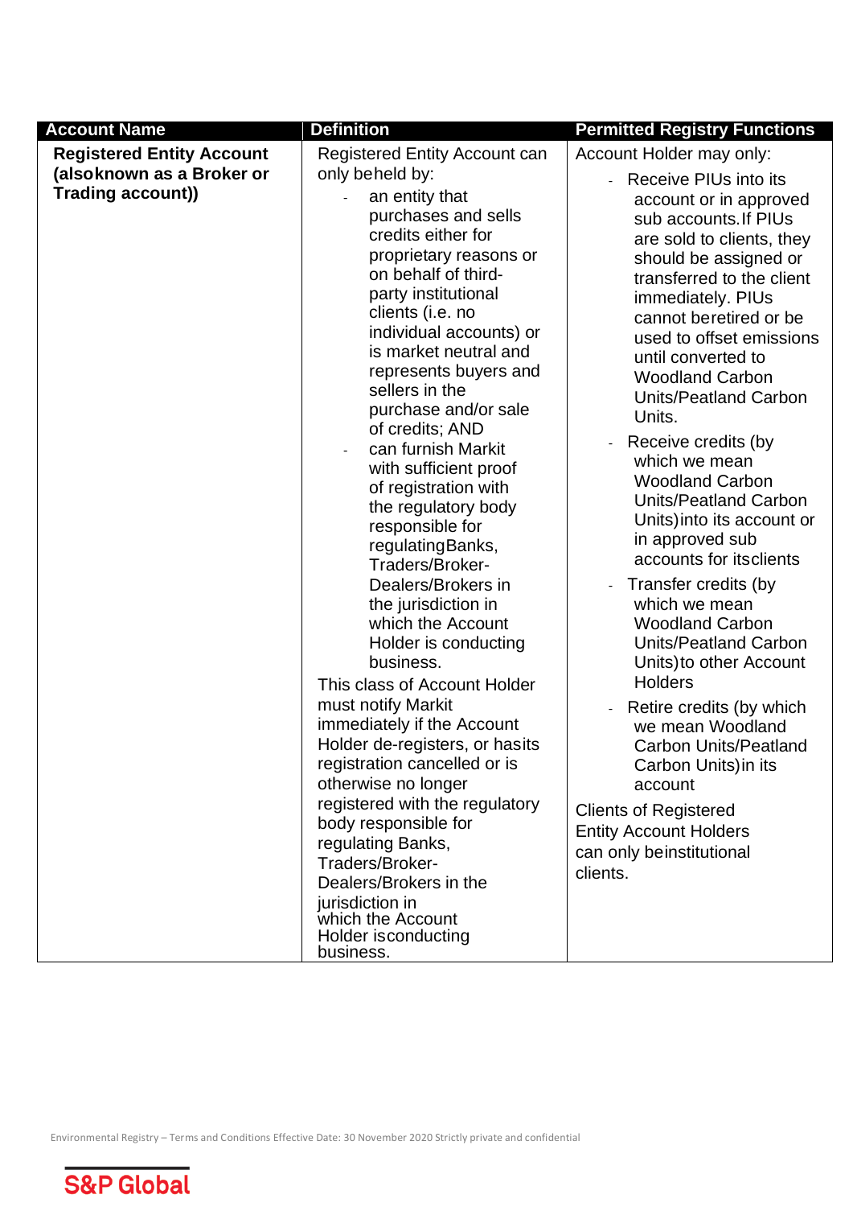| Account Name | Definition | Permitted Registry Functions |
|---|---|---|
| **Registered Entity Account (alsoknown as a Broker or Trading account))** | Registered Entity Account can only beheld by:<br>- an entity that purchases and sells credits either for proprietary reasons or on behalf of third-party institutional clients (i.e. no individual accounts) or is market neutral and represents buyers and sellers in the purchase and/or sale of credits; AND<br>- can furnish Markit with sufficient proof of registration with the regulatory body responsible for regulatingBanks, Traders/Broker-Dealers/Brokers in the jurisdiction in which the Account Holder is conducting business.<br>This class of Account Holder must notify Markit immediately if the Account Holder de-registers, or hasits registration cancelled or is otherwise no longer registered with the regulatory body responsible for regulating Banks, Traders/Broker-Dealers/Brokers in the jurisdiction in which the Account Holder isconducting business. | Account Holder may only:<br>- Receive PIUs into its account or in approved sub accounts.If PIUs are sold to clients, they should be assigned or transferred to the client immediately. PIUs cannot beretired or be used to offset emissions until converted to Woodland Carbon Units/Peatland Carbon Units.<br>- Receive credits (by which we mean Woodland Carbon Units/Peatland Carbon Units)into its account or in approved sub accounts for itsclients<br>- Transfer credits (by which we mean Woodland Carbon Units/Peatland Carbon Units)to other Account Holders<br>- Retire credits (by which we mean Woodland Carbon Units/Peatland Carbon Units)in its account<br>Clients of Registered Entity Account Holders can only beinstitutional clients. |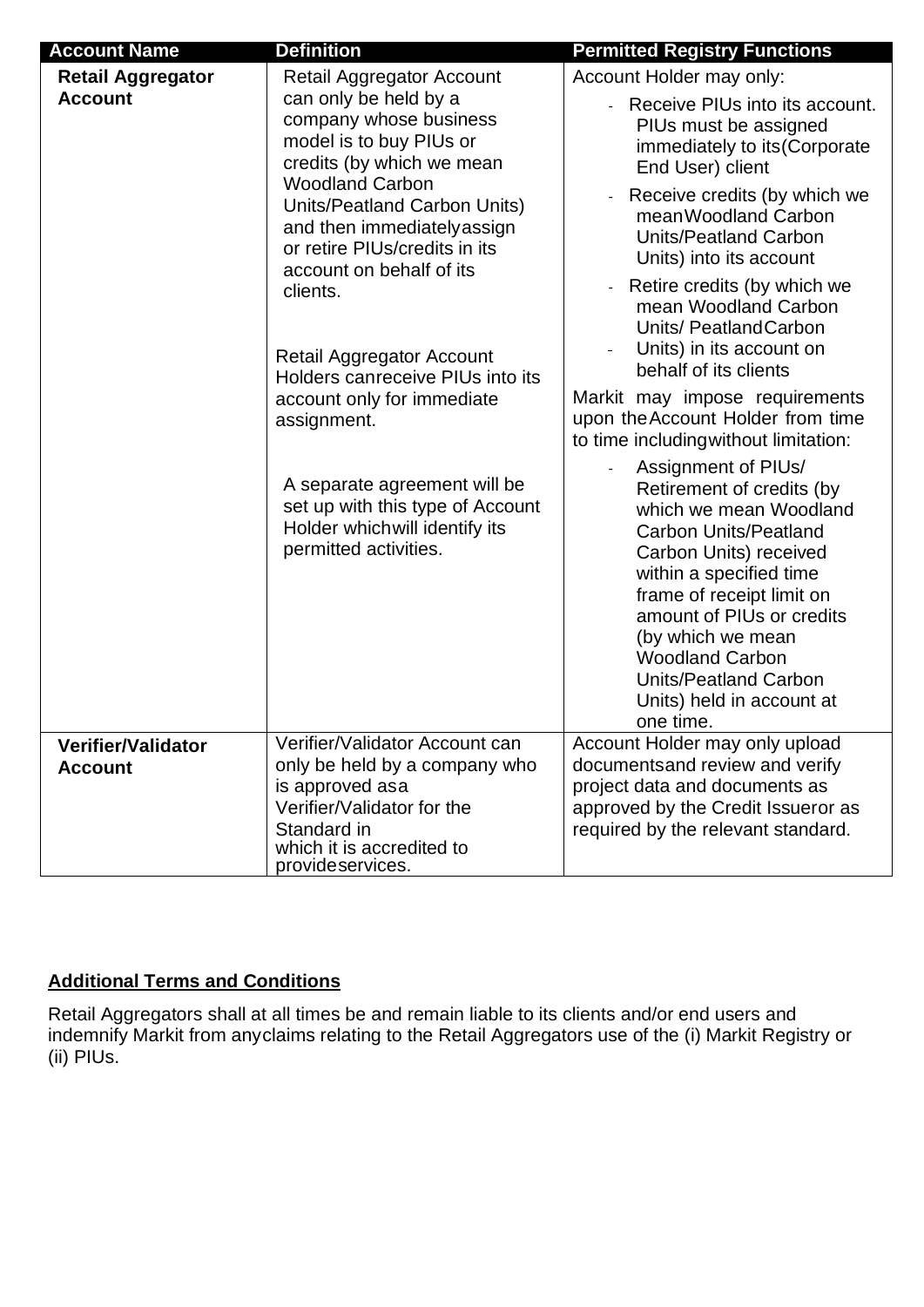| Account Name | Definition | Permitted Registry Functions |
|---|---|---|
| **Retail Aggregator Account** | Retail Aggregator Account can only be held by a company whose business model is to buy PIUs or credits (by which we mean Woodland Carbon Units/Peatland Carbon Units) and then immediately assign or retire PIUs/credits in its account on behalf of its clients.<br><br>Retail Aggregator Account Holders can receive PIUs into its account only for immediate assignment.<br><br>A separate agreement will be set up with this type of Account Holder which will identify its permitted activities. | Account Holder may only:<br>- Receive PIUs into its account. PIUs must be assigned immediately to its (Corporate End User) client<br>- Receive credits (by which we mean Woodland Carbon Units/Peatland Carbon Units) into its account<br>- Retire credits (by which we mean Woodland Carbon Units/ Peatland Carbon Units) in its account on behalf of its clients<br><br>Markit may impose requirements upon the Account Holder from time to time including without limitation:<br>- Assignment of PIUs/ Retirement of credits (by which we mean Woodland Carbon Units/Peatland Carbon Units) received within a specified time frame of receipt limit on amount of PIUs or credits (by which we mean Woodland Carbon Units/Peatland Carbon Units) held in account at one time. |
| **Verifier/Validator Account** | Verifier/Validator Account can only be held by a company who is approved as a Verifier/Validator for the Standard in which it is accredited to provide services. | Account Holder may only upload documents and review and verify project data and documents as approved by the Credit Issuer or as required by the relevant standard. |

**Additional Terms and Conditions**

Retail Aggregators shall at all times be and remain liable to its clients and/or end users and indemnify Markit from any claims relating to the Retail Aggregators use of the (i) Markit Registry or (ii) PIUs.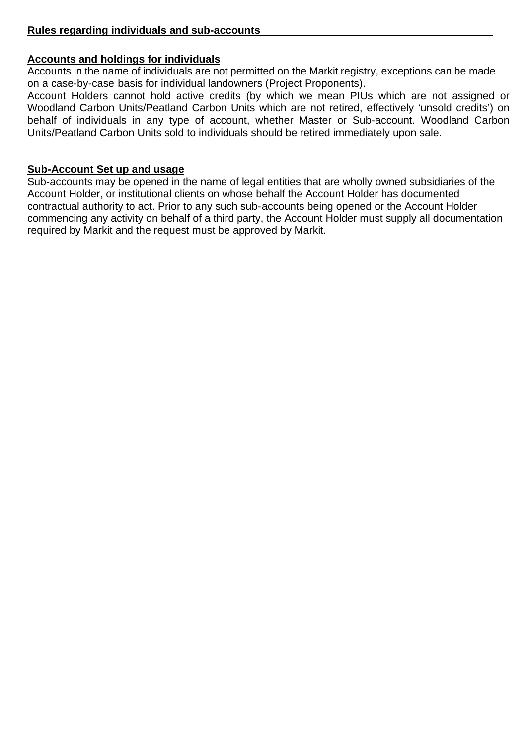## Rules regarding individuals and sub-accounts

### Accounts and holdings for individuals

Accounts in the name of individuals are not permitted on the Markit registry, exceptions can be made on a case-by-case basis for individual landowners (Project Proponents).

Account Holders cannot hold active credits (by which we mean PIUs which are not assigned or Woodland Carbon Units/Peatland Carbon Units which are not retired, effectively 'unsold credits') on behalf of individuals in any type of account, whether Master or Sub-account. Woodland Carbon Units/Peatland Carbon Units sold to individuals should be retired immediately upon sale.

### Sub-Account Set up and usage

Sub-accounts may be opened in the name of legal entities that are wholly owned subsidiaries of the Account Holder, or institutional clients on whose behalf the Account Holder has documented contractual authority to act. Prior to any such sub-accounts being opened or the Account Holder commencing any activity on behalf of a third party, the Account Holder must supply all documentation required by Markit and the request must be approved by Markit.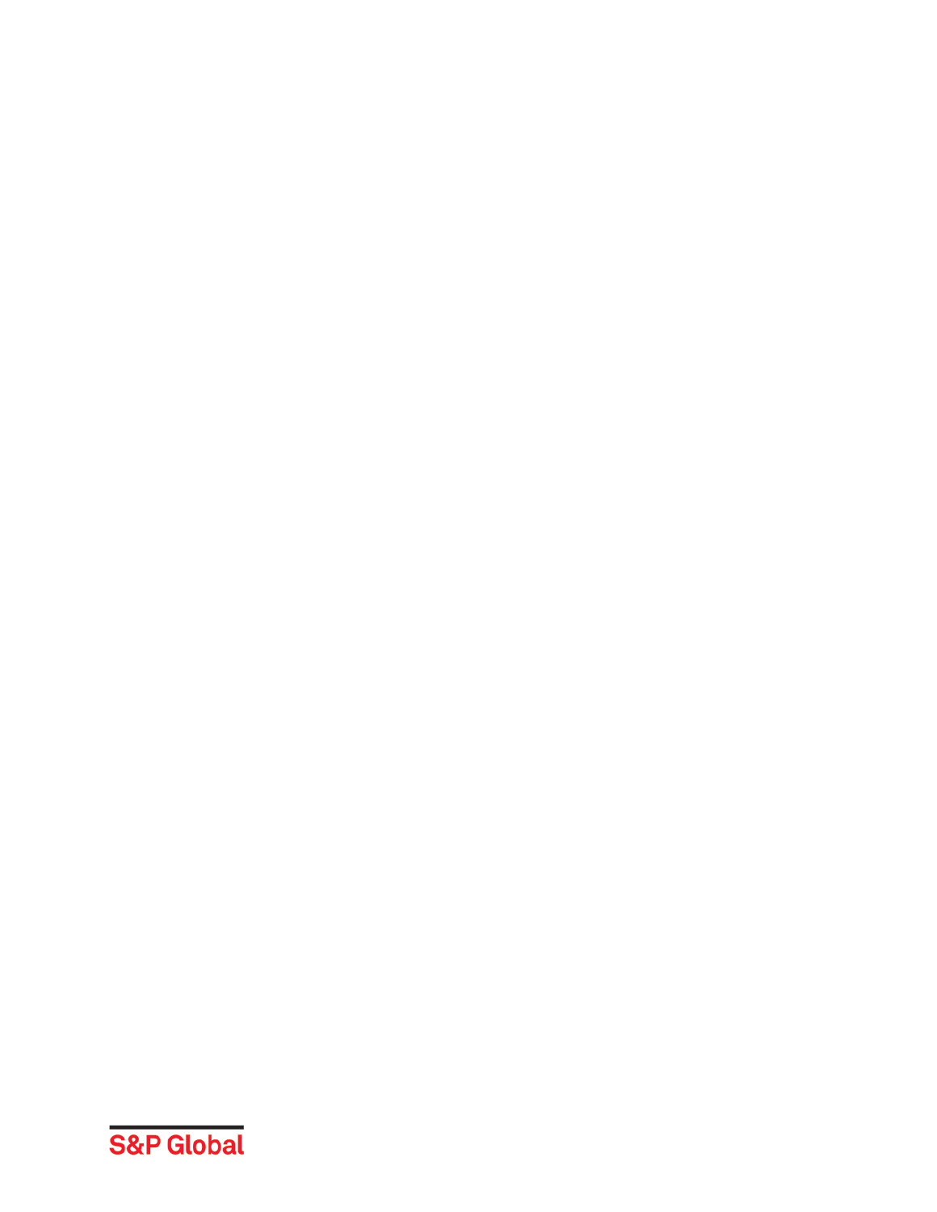S&P Global